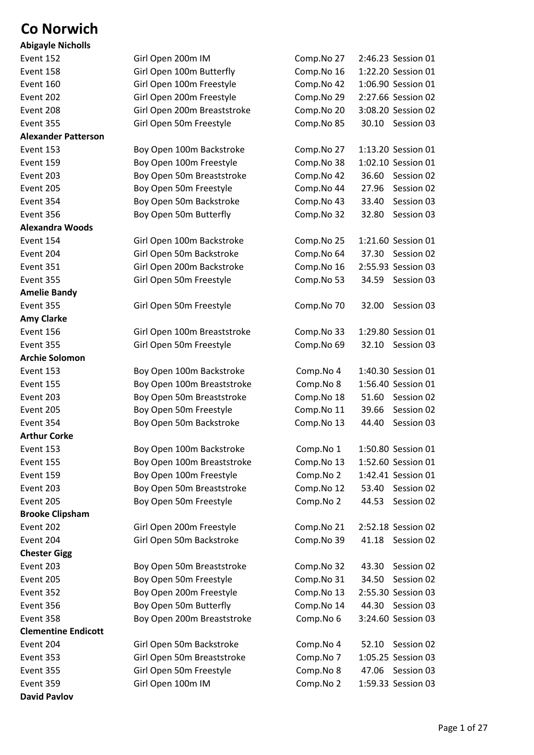# Co Norwich

**Abigayle Nicholls**

| | | | | |
|---|---|---|---|---|
| Event 152 | Girl Open 200m IM | Comp.No 27 | 2:46.23 | Session 01 |
| Event 158 | Girl Open 100m Butterfly | Comp.No 16 | 1:22.20 | Session 01 |
| Event 160 | Girl Open 100m Freestyle | Comp.No 42 | 1:06.90 | Session 01 |
| Event 202 | Girl Open 200m Freestyle | Comp.No 29 | 2:27.66 | Session 02 |
| Event 208 | Girl Open 200m Breaststroke | Comp.No 20 | 3:08.20 | Session 02 |
| Event 355 | Girl Open 50m Freestyle | Comp.No 85 | 30.10 | Session 03 |

**Alexander Patterson**

| | | | | |
|---|---|---|---|---|
| Event 153 | Boy Open 100m Backstroke | Comp.No 27 | 1:13.20 | Session 01 |
| Event 159 | Boy Open 100m Freestyle | Comp.No 38 | 1:02.10 | Session 01 |
| Event 203 | Boy Open 50m Breaststroke | Comp.No 42 | 36.60 | Session 02 |
| Event 205 | Boy Open 50m Freestyle | Comp.No 44 | 27.96 | Session 02 |
| Event 354 | Boy Open 50m Backstroke | Comp.No 43 | 33.40 | Session 03 |
| Event 356 | Boy Open 50m Butterfly | Comp.No 32 | 32.80 | Session 03 |

**Alexandra Woods**

| | | | | |
|---|---|---|---|---|
| Event 154 | Girl Open 100m Backstroke | Comp.No 25 | 1:21.60 | Session 01 |
| Event 204 | Girl Open 50m Backstroke | Comp.No 64 | 37.30 | Session 02 |
| Event 351 | Girl Open 200m Backstroke | Comp.No 16 | 2:55.93 | Session 03 |
| Event 355 | Girl Open 50m Freestyle | Comp.No 53 | 34.59 | Session 03 |

**Amelie Bandy**

| | | | | |
|---|---|---|---|---|
| Event 355 | Girl Open 50m Freestyle | Comp.No 70 | 32.00 | Session 03 |

**Amy Clarke**

| | | | | |
|---|---|---|---|---|
| Event 156 | Girl Open 100m Breaststroke | Comp.No 33 | 1:29.80 | Session 01 |
| Event 355 | Girl Open 50m Freestyle | Comp.No 69 | 32.10 | Session 03 |

**Archie Solomon**

| | | | | |
|---|---|---|---|---|
| Event 153 | Boy Open 100m Backstroke | Comp.No 4 | 1:40.30 | Session 01 |
| Event 155 | Boy Open 100m Breaststroke | Comp.No 8 | 1:56.40 | Session 01 |
| Event 203 | Boy Open 50m Breaststroke | Comp.No 18 | 51.60 | Session 02 |
| Event 205 | Boy Open 50m Freestyle | Comp.No 11 | 39.66 | Session 02 |
| Event 354 | Boy Open 50m Backstroke | Comp.No 13 | 44.40 | Session 03 |

**Arthur Corke**

| | | | | |
|---|---|---|---|---|
| Event 153 | Boy Open 100m Backstroke | Comp.No 1 | 1:50.80 | Session 01 |
| Event 155 | Boy Open 100m Breaststroke | Comp.No 13 | 1:52.60 | Session 01 |
| Event 159 | Boy Open 100m Freestyle | Comp.No 2 | 1:42.41 | Session 01 |
| Event 203 | Boy Open 50m Breaststroke | Comp.No 12 | 53.40 | Session 02 |
| Event 205 | Boy Open 50m Freestyle | Comp.No 2 | 44.53 | Session 02 |

**Brooke Clipsham**

| | | | | |
|---|---|---|---|---|
| Event 202 | Girl Open 200m Freestyle | Comp.No 21 | 2:52.18 | Session 02 |
| Event 204 | Girl Open 50m Backstroke | Comp.No 39 | 41.18 | Session 02 |

**Chester Gigg**

| | | | | |
|---|---|---|---|---|
| Event 203 | Boy Open 50m Breaststroke | Comp.No 32 | 43.30 | Session 02 |
| Event 205 | Boy Open 50m Freestyle | Comp.No 31 | 34.50 | Session 02 |
| Event 352 | Boy Open 200m Freestyle | Comp.No 13 | 2:55.30 | Session 03 |
| Event 356 | Boy Open 50m Butterfly | Comp.No 14 | 44.30 | Session 03 |
| Event 358 | Boy Open 200m Breaststroke | Comp.No 6 | 3:24.60 | Session 03 |

**Clementine Endicott**

| | | | | |
|---|---|---|---|---|
| Event 204 | Girl Open 50m Backstroke | Comp.No 4 | 52.10 | Session 02 |
| Event 353 | Girl Open 50m Breaststroke | Comp.No 7 | 1:05.25 | Session 03 |
| Event 355 | Girl Open 50m Freestyle | Comp.No 8 | 47.06 | Session 03 |
| Event 359 | Girl Open 100m IM | Comp.No 2 | 1:59.33 | Session 03 |

**David Pavlov**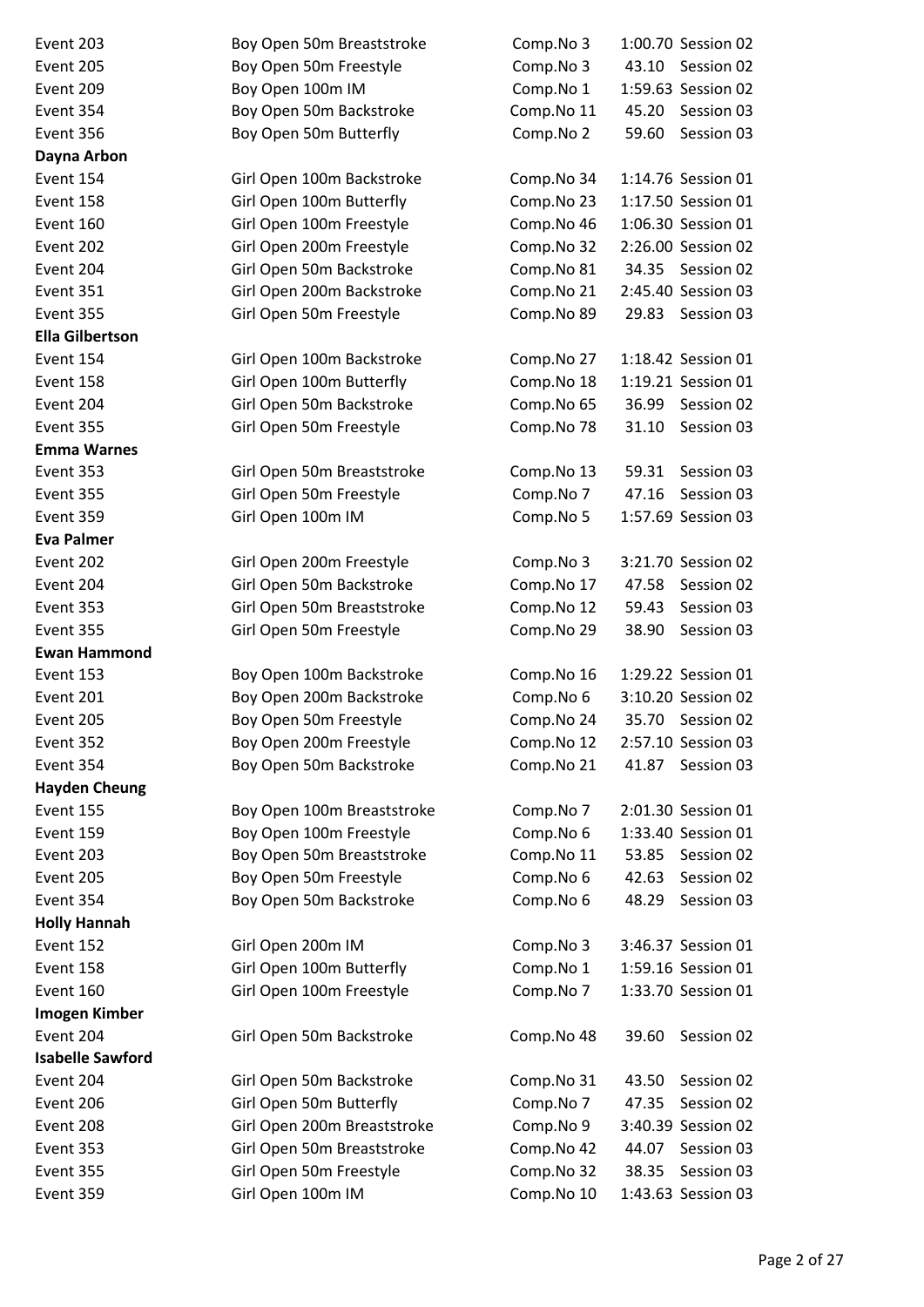| | | | | |
|---|---|---|---|---|
| Event 203 | Boy Open 50m Breaststroke | Comp.No 3 | 1:00.70 | Session 02 |
| Event 205 | Boy Open 50m Freestyle | Comp.No 3 | 43.10 | Session 02 |
| Event 209 | Boy Open 100m IM | Comp.No 1 | 1:59.63 | Session 02 |
| Event 354 | Boy Open 50m Backstroke | Comp.No 11 | 45.20 | Session 03 |
| Event 356 | Boy Open 50m Butterfly | Comp.No 2 | 59.60 | Session 03 |

**Dayna Arbon**

| | | | | |
|---|---|---|---|---|
| Event 154 | Girl Open 100m Backstroke | Comp.No 34 | 1:14.76 | Session 01 |
| Event 158 | Girl Open 100m Butterfly | Comp.No 23 | 1:17.50 | Session 01 |
| Event 160 | Girl Open 100m Freestyle | Comp.No 46 | 1:06.30 | Session 01 |
| Event 202 | Girl Open 200m Freestyle | Comp.No 32 | 2:26.00 | Session 02 |
| Event 204 | Girl Open 50m Backstroke | Comp.No 81 | 34.35 | Session 02 |
| Event 351 | Girl Open 200m Backstroke | Comp.No 21 | 2:45.40 | Session 03 |
| Event 355 | Girl Open 50m Freestyle | Comp.No 89 | 29.83 | Session 03 |

**Ella Gilbertson**

| | | | | |
|---|---|---|---|---|
| Event 154 | Girl Open 100m Backstroke | Comp.No 27 | 1:18.42 | Session 01 |
| Event 158 | Girl Open 100m Butterfly | Comp.No 18 | 1:19.21 | Session 01 |
| Event 204 | Girl Open 50m Backstroke | Comp.No 65 | 36.99 | Session 02 |
| Event 355 | Girl Open 50m Freestyle | Comp.No 78 | 31.10 | Session 03 |

**Emma Warnes**

| | | | | |
|---|---|---|---|---|
| Event 353 | Girl Open 50m Breaststroke | Comp.No 13 | 59.31 | Session 03 |
| Event 355 | Girl Open 50m Freestyle | Comp.No 7 | 47.16 | Session 03 |
| Event 359 | Girl Open 100m IM | Comp.No 5 | 1:57.69 | Session 03 |

**Eva Palmer**

| | | | | |
|---|---|---|---|---|
| Event 202 | Girl Open 200m Freestyle | Comp.No 3 | 3:21.70 | Session 02 |
| Event 204 | Girl Open 50m Backstroke | Comp.No 17 | 47.58 | Session 02 |
| Event 353 | Girl Open 50m Breaststroke | Comp.No 12 | 59.43 | Session 03 |
| Event 355 | Girl Open 50m Freestyle | Comp.No 29 | 38.90 | Session 03 |

**Ewan Hammond**

| | | | | |
|---|---|---|---|---|
| Event 153 | Boy Open 100m Backstroke | Comp.No 16 | 1:29.22 | Session 01 |
| Event 201 | Boy Open 200m Backstroke | Comp.No 6 | 3:10.20 | Session 02 |
| Event 205 | Boy Open 50m Freestyle | Comp.No 24 | 35.70 | Session 02 |
| Event 352 | Boy Open 200m Freestyle | Comp.No 12 | 2:57.10 | Session 03 |
| Event 354 | Boy Open 50m Backstroke | Comp.No 21 | 41.87 | Session 03 |

**Hayden Cheung**

| | | | | |
|---|---|---|---|---|
| Event 155 | Boy Open 100m Breaststroke | Comp.No 7 | 2:01.30 | Session 01 |
| Event 159 | Boy Open 100m Freestyle | Comp.No 6 | 1:33.40 | Session 01 |
| Event 203 | Boy Open 50m Breaststroke | Comp.No 11 | 53.85 | Session 02 |
| Event 205 | Boy Open 50m Freestyle | Comp.No 6 | 42.63 | Session 02 |
| Event 354 | Boy Open 50m Backstroke | Comp.No 6 | 48.29 | Session 03 |

**Holly Hannah**

| | | | | |
|---|---|---|---|---|
| Event 152 | Girl Open 200m IM | Comp.No 3 | 3:46.37 | Session 01 |
| Event 158 | Girl Open 100m Butterfly | Comp.No 1 | 1:59.16 | Session 01 |
| Event 160 | Girl Open 100m Freestyle | Comp.No 7 | 1:33.70 | Session 01 |

**Imogen Kimber**

| | | | | |
|---|---|---|---|---|
| Event 204 | Girl Open 50m Backstroke | Comp.No 48 | 39.60 | Session 02 |

**Isabelle Sawford**

| | | | | |
|---|---|---|---|---|
| Event 204 | Girl Open 50m Backstroke | Comp.No 31 | 43.50 | Session 02 |
| Event 206 | Girl Open 50m Butterfly | Comp.No 7 | 47.35 | Session 02 |
| Event 208 | Girl Open 200m Breaststroke | Comp.No 9 | 3:40.39 | Session 02 |
| Event 353 | Girl Open 50m Breaststroke | Comp.No 42 | 44.07 | Session 03 |
| Event 355 | Girl Open 50m Freestyle | Comp.No 32 | 38.35 | Session 03 |
| Event 359 | Girl Open 100m IM | Comp.No 10 | 1:43.63 | Session 03 |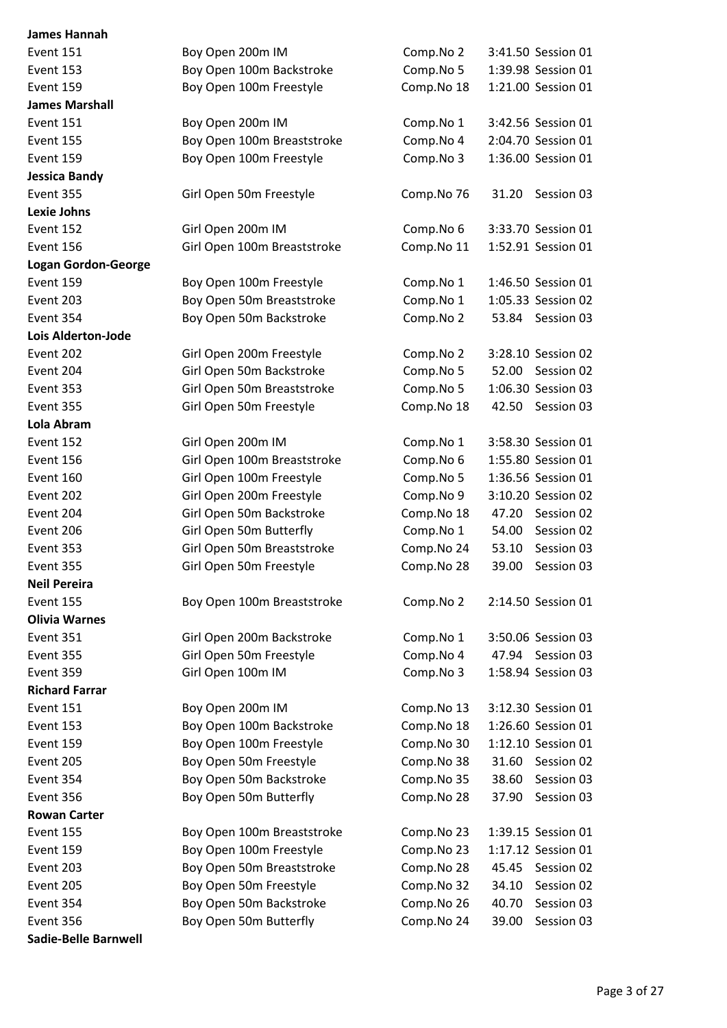**James Hannah**

| | | | | |
|---|---|---|---|---|
| Event 151 | Boy Open 200m IM | Comp.No 2 | 3:41.50 | Session 01 |
| Event 153 | Boy Open 100m Backstroke | Comp.No 5 | 1:39.98 | Session 01 |
| Event 159 | Boy Open 100m Freestyle | Comp.No 18 | 1:21.00 | Session 01 |

**James Marshall**

| | | | | |
|---|---|---|---|---|
| Event 151 | Boy Open 200m IM | Comp.No 1 | 3:42.56 | Session 01 |
| Event 155 | Boy Open 100m Breaststroke | Comp.No 4 | 2:04.70 | Session 01 |
| Event 159 | Boy Open 100m Freestyle | Comp.No 3 | 1:36.00 | Session 01 |

**Jessica Bandy**

| | | | | |
|---|---|---|---|---|
| Event 355 | Girl Open 50m Freestyle | Comp.No 76 | 31.20 | Session 03 |

**Lexie Johns**

| | | | | |
|---|---|---|---|---|
| Event 152 | Girl Open 200m IM | Comp.No 6 | 3:33.70 | Session 01 |
| Event 156 | Girl Open 100m Breaststroke | Comp.No 11 | 1:52.91 | Session 01 |

**Logan Gordon-George**

| | | | | |
|---|---|---|---|---|
| Event 159 | Boy Open 100m Freestyle | Comp.No 1 | 1:46.50 | Session 01 |
| Event 203 | Boy Open 50m Breaststroke | Comp.No 1 | 1:05.33 | Session 02 |
| Event 354 | Boy Open 50m Backstroke | Comp.No 2 | 53.84 | Session 03 |

**Lois Alderton-Jode**

| | | | | |
|---|---|---|---|---|
| Event 202 | Girl Open 200m Freestyle | Comp.No 2 | 3:28.10 | Session 02 |
| Event 204 | Girl Open 50m Backstroke | Comp.No 5 | 52.00 | Session 02 |
| Event 353 | Girl Open 50m Breaststroke | Comp.No 5 | 1:06.30 | Session 03 |
| Event 355 | Girl Open 50m Freestyle | Comp.No 18 | 42.50 | Session 03 |

**Lola Abram**

| | | | | |
|---|---|---|---|---|
| Event 152 | Girl Open 200m IM | Comp.No 1 | 3:58.30 | Session 01 |
| Event 156 | Girl Open 100m Breaststroke | Comp.No 6 | 1:55.80 | Session 01 |
| Event 160 | Girl Open 100m Freestyle | Comp.No 5 | 1:36.56 | Session 01 |
| Event 202 | Girl Open 200m Freestyle | Comp.No 9 | 3:10.20 | Session 02 |
| Event 204 | Girl Open 50m Backstroke | Comp.No 18 | 47.20 | Session 02 |
| Event 206 | Girl Open 50m Butterfly | Comp.No 1 | 54.00 | Session 02 |
| Event 353 | Girl Open 50m Breaststroke | Comp.No 24 | 53.10 | Session 03 |
| Event 355 | Girl Open 50m Freestyle | Comp.No 28 | 39.00 | Session 03 |

**Neil Pereira**

| | | | | |
|---|---|---|---|---|
| Event 155 | Boy Open 100m Breaststroke | Comp.No 2 | 2:14.50 | Session 01 |

**Olivia Warnes**

| | | | | |
|---|---|---|---|---|
| Event 351 | Girl Open 200m Backstroke | Comp.No 1 | 3:50.06 | Session 03 |
| Event 355 | Girl Open 50m Freestyle | Comp.No 4 | 47.94 | Session 03 |
| Event 359 | Girl Open 100m IM | Comp.No 3 | 1:58.94 | Session 03 |

**Richard Farrar**

| | | | | |
|---|---|---|---|---|
| Event 151 | Boy Open 200m IM | Comp.No 13 | 3:12.30 | Session 01 |
| Event 153 | Boy Open 100m Backstroke | Comp.No 18 | 1:26.60 | Session 01 |
| Event 159 | Boy Open 100m Freestyle | Comp.No 30 | 1:12.10 | Session 01 |
| Event 205 | Boy Open 50m Freestyle | Comp.No 38 | 31.60 | Session 02 |
| Event 354 | Boy Open 50m Backstroke | Comp.No 35 | 38.60 | Session 03 |
| Event 356 | Boy Open 50m Butterfly | Comp.No 28 | 37.90 | Session 03 |

**Rowan Carter**

| | | | | |
|---|---|---|---|---|
| Event 155 | Boy Open 100m Breaststroke | Comp.No 23 | 1:39.15 | Session 01 |
| Event 159 | Boy Open 100m Freestyle | Comp.No 23 | 1:17.12 | Session 01 |
| Event 203 | Boy Open 50m Breaststroke | Comp.No 28 | 45.45 | Session 02 |
| Event 205 | Boy Open 50m Freestyle | Comp.No 32 | 34.10 | Session 02 |
| Event 354 | Boy Open 50m Backstroke | Comp.No 26 | 40.70 | Session 03 |
| Event 356 | Boy Open 50m Butterfly | Comp.No 24 | 39.00 | Session 03 |

**Sadie-Belle Barnwell**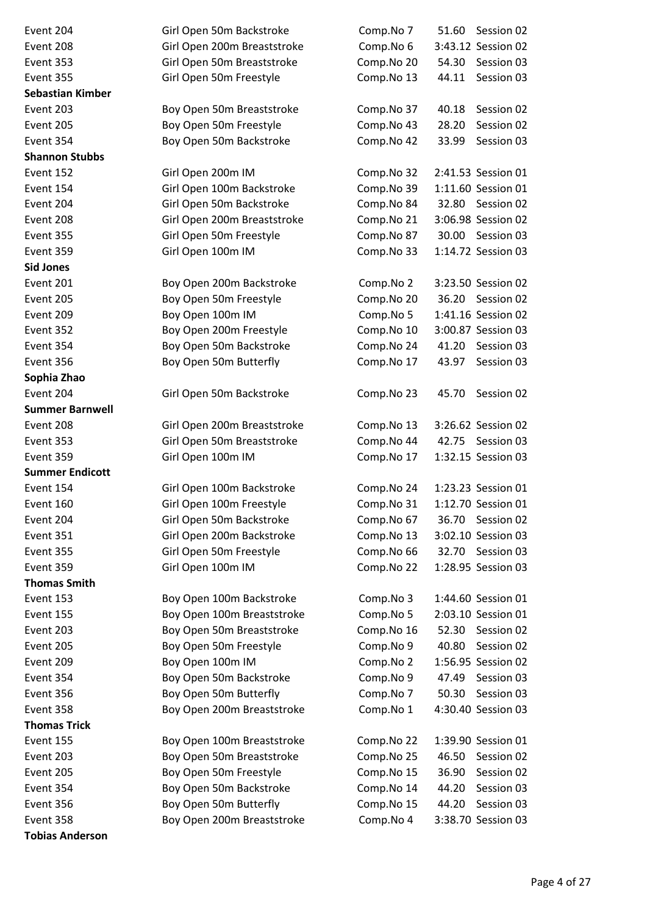| | | | | |
|---|---|---|---|---|
| Event 204 | Girl Open 50m Backstroke | Comp.No 7 | 51.60 | Session 02 |
| Event 208 | Girl Open 200m Breaststroke | Comp.No 6 | 3:43.12 | Session 02 |
| Event 353 | Girl Open 50m Breaststroke | Comp.No 20 | 54.30 | Session 03 |
| Event 355 | Girl Open 50m Freestyle | Comp.No 13 | 44.11 | Session 03 |
| **Sebastian Kimber** | | | | |
| Event 203 | Boy Open 50m Breaststroke | Comp.No 37 | 40.18 | Session 02 |
| Event 205 | Boy Open 50m Freestyle | Comp.No 43 | 28.20 | Session 02 |
| Event 354 | Boy Open 50m Backstroke | Comp.No 42 | 33.99 | Session 03 |
| **Shannon Stubbs** | | | | |
| Event 152 | Girl Open 200m IM | Comp.No 32 | 2:41.53 | Session 01 |
| Event 154 | Girl Open 100m Backstroke | Comp.No 39 | 1:11.60 | Session 01 |
| Event 204 | Girl Open 50m Backstroke | Comp.No 84 | 32.80 | Session 02 |
| Event 208 | Girl Open 200m Breaststroke | Comp.No 21 | 3:06.98 | Session 02 |
| Event 355 | Girl Open 50m Freestyle | Comp.No 87 | 30.00 | Session 03 |
| Event 359 | Girl Open 100m IM | Comp.No 33 | 1:14.72 | Session 03 |
| **Sid Jones** | | | | |
| Event 201 | Boy Open 200m Backstroke | Comp.No 2 | 3:23.50 | Session 02 |
| Event 205 | Boy Open 50m Freestyle | Comp.No 20 | 36.20 | Session 02 |
| Event 209 | Boy Open 100m IM | Comp.No 5 | 1:41.16 | Session 02 |
| Event 352 | Boy Open 200m Freestyle | Comp.No 10 | 3:00.87 | Session 03 |
| Event 354 | Boy Open 50m Backstroke | Comp.No 24 | 41.20 | Session 03 |
| Event 356 | Boy Open 50m Butterfly | Comp.No 17 | 43.97 | Session 03 |
| **Sophia Zhao** | | | | |
| Event 204 | Girl Open 50m Backstroke | Comp.No 23 | 45.70 | Session 02 |
| **Summer Barnwell** | | | | |
| Event 208 | Girl Open 200m Breaststroke | Comp.No 13 | 3:26.62 | Session 02 |
| Event 353 | Girl Open 50m Breaststroke | Comp.No 44 | 42.75 | Session 03 |
| Event 359 | Girl Open 100m IM | Comp.No 17 | 1:32.15 | Session 03 |
| **Summer Endicott** | | | | |
| Event 154 | Girl Open 100m Backstroke | Comp.No 24 | 1:23.23 | Session 01 |
| Event 160 | Girl Open 100m Freestyle | Comp.No 31 | 1:12.70 | Session 01 |
| Event 204 | Girl Open 50m Backstroke | Comp.No 67 | 36.70 | Session 02 |
| Event 351 | Girl Open 200m Backstroke | Comp.No 13 | 3:02.10 | Session 03 |
| Event 355 | Girl Open 50m Freestyle | Comp.No 66 | 32.70 | Session 03 |
| Event 359 | Girl Open 100m IM | Comp.No 22 | 1:28.95 | Session 03 |
| **Thomas Smith** | | | | |
| Event 153 | Boy Open 100m Backstroke | Comp.No 3 | 1:44.60 | Session 01 |
| Event 155 | Boy Open 100m Breaststroke | Comp.No 5 | 2:03.10 | Session 01 |
| Event 203 | Boy Open 50m Breaststroke | Comp.No 16 | 52.30 | Session 02 |
| Event 205 | Boy Open 50m Freestyle | Comp.No 9 | 40.80 | Session 02 |
| Event 209 | Boy Open 100m IM | Comp.No 2 | 1:56.95 | Session 02 |
| Event 354 | Boy Open 50m Backstroke | Comp.No 9 | 47.49 | Session 03 |
| Event 356 | Boy Open 50m Butterfly | Comp.No 7 | 50.30 | Session 03 |
| Event 358 | Boy Open 200m Breaststroke | Comp.No 1 | 4:30.40 | Session 03 |
| **Thomas Trick** | | | | |
| Event 155 | Boy Open 100m Breaststroke | Comp.No 22 | 1:39.90 | Session 01 |
| Event 203 | Boy Open 50m Breaststroke | Comp.No 25 | 46.50 | Session 02 |
| Event 205 | Boy Open 50m Freestyle | Comp.No 15 | 36.90 | Session 02 |
| Event 354 | Boy Open 50m Backstroke | Comp.No 14 | 44.20 | Session 03 |
| Event 356 | Boy Open 50m Butterfly | Comp.No 15 | 44.20 | Session 03 |
| Event 358 | Boy Open 200m Breaststroke | Comp.No 4 | 3:38.70 | Session 03 |
| **Tobias Anderson** | | | | |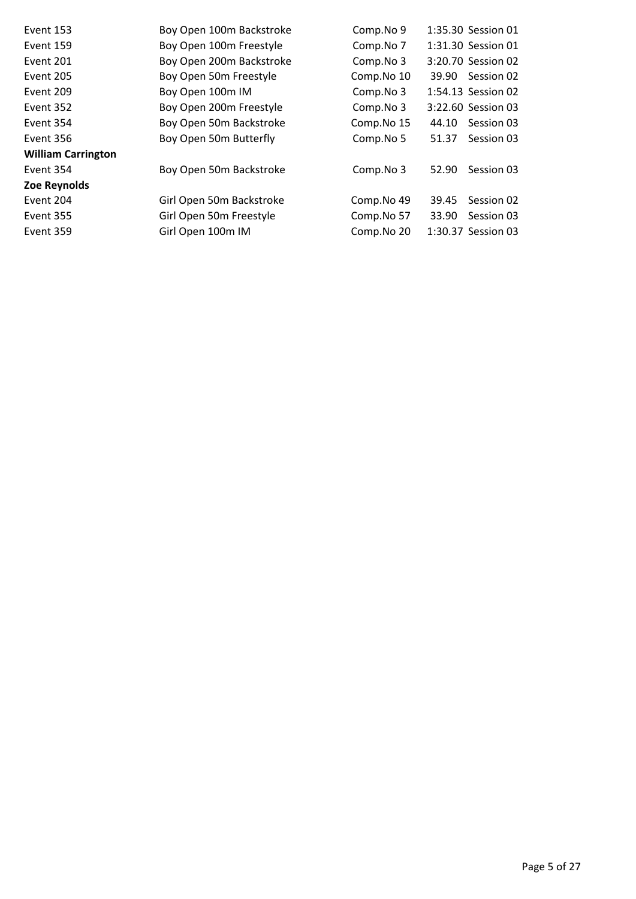| | | | | |
|---|---|---|---|---|
| Event 153 | Boy Open 100m Backstroke | Comp.No 9 | 1:35.30 | Session 01 |
| Event 159 | Boy Open 100m Freestyle | Comp.No 7 | 1:31.30 | Session 01 |
| Event 201 | Boy Open 200m Backstroke | Comp.No 3 | 3:20.70 | Session 02 |
| Event 205 | Boy Open 50m Freestyle | Comp.No 10 | 39.90 | Session 02 |
| Event 209 | Boy Open 100m IM | Comp.No 3 | 1:54.13 | Session 02 |
| Event 352 | Boy Open 200m Freestyle | Comp.No 3 | 3:22.60 | Session 03 |
| Event 354 | Boy Open 50m Backstroke | Comp.No 15 | 44.10 | Session 03 |
| Event 356 | Boy Open 50m Butterfly | Comp.No 5 | 51.37 | Session 03 |
| **William Carrington** | | | | |
| Event 354 | Boy Open 50m Backstroke | Comp.No 3 | 52.90 | Session 03 |
| **Zoe Reynolds** | | | | |
| Event 204 | Girl Open 50m Backstroke | Comp.No 49 | 39.45 | Session 02 |
| Event 355 | Girl Open 50m Freestyle | Comp.No 57 | 33.90 | Session 03 |
| Event 359 | Girl Open 100m IM | Comp.No 20 | 1:30.37 | Session 03 |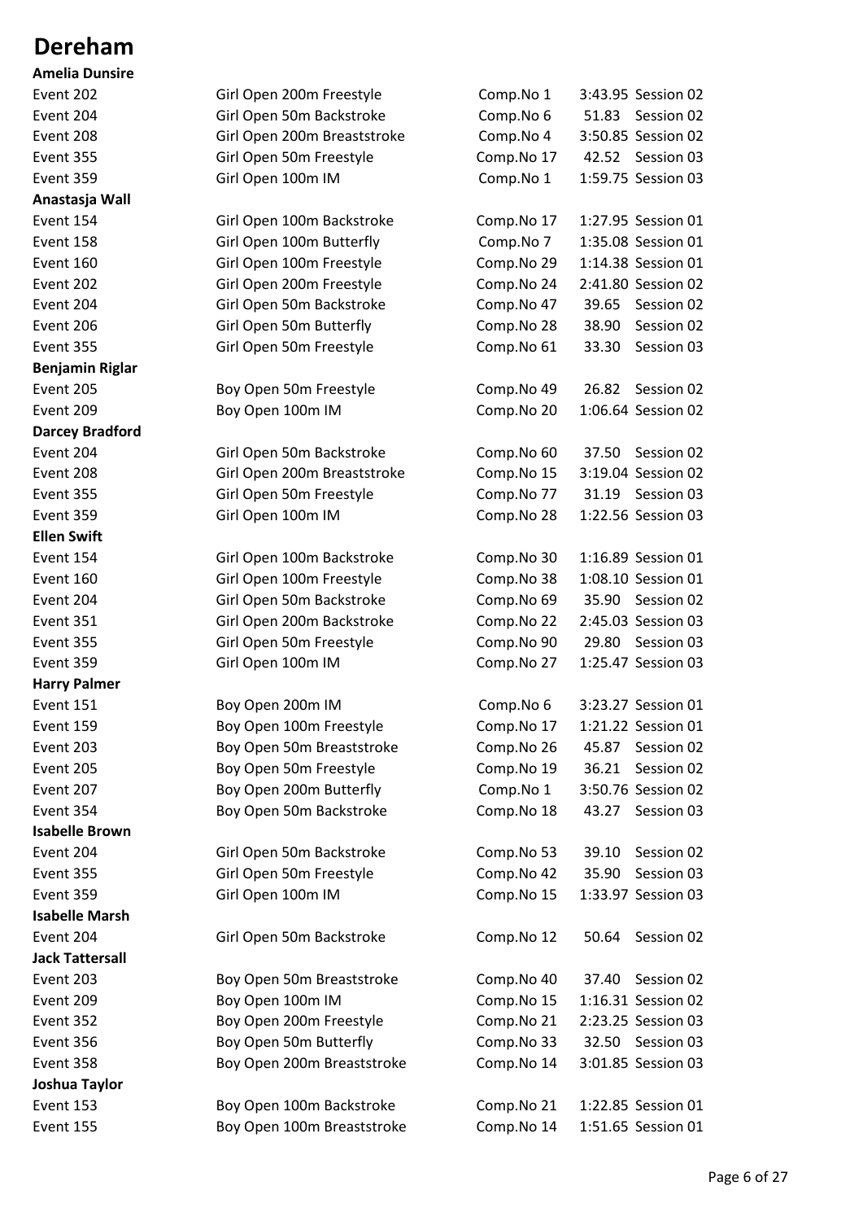# Dereham

**Amelia Dunsire**

| | | | | |
|---|---|---|---|---|
| Event 202 | Girl Open 200m Freestyle | Comp.No 1 | 3:43.95 | Session 02 |
| Event 204 | Girl Open 50m Backstroke | Comp.No 6 | 51.83 | Session 02 |
| Event 208 | Girl Open 200m Breaststroke | Comp.No 4 | 3:50.85 | Session 02 |
| Event 355 | Girl Open 50m Freestyle | Comp.No 17 | 42.52 | Session 03 |
| Event 359 | Girl Open 100m IM | Comp.No 1 | 1:59.75 | Session 03 |

**Anastasja Wall**

| | | | | |
|---|---|---|---|---|
| Event 154 | Girl Open 100m Backstroke | Comp.No 17 | 1:27.95 | Session 01 |
| Event 158 | Girl Open 100m Butterfly | Comp.No 7 | 1:35.08 | Session 01 |
| Event 160 | Girl Open 100m Freestyle | Comp.No 29 | 1:14.38 | Session 01 |
| Event 202 | Girl Open 200m Freestyle | Comp.No 24 | 2:41.80 | Session 02 |
| Event 204 | Girl Open 50m Backstroke | Comp.No 47 | 39.65 | Session 02 |
| Event 206 | Girl Open 50m Butterfly | Comp.No 28 | 38.90 | Session 02 |
| Event 355 | Girl Open 50m Freestyle | Comp.No 61 | 33.30 | Session 03 |

**Benjamin Riglar**

| | | | | |
|---|---|---|---|---|
| Event 205 | Boy Open 50m Freestyle | Comp.No 49 | 26.82 | Session 02 |
| Event 209 | Boy Open 100m IM | Comp.No 20 | 1:06.64 | Session 02 |

**Darcey Bradford**

| | | | | |
|---|---|---|---|---|
| Event 204 | Girl Open 50m Backstroke | Comp.No 60 | 37.50 | Session 02 |
| Event 208 | Girl Open 200m Breaststroke | Comp.No 15 | 3:19.04 | Session 02 |
| Event 355 | Girl Open 50m Freestyle | Comp.No 77 | 31.19 | Session 03 |
| Event 359 | Girl Open 100m IM | Comp.No 28 | 1:22.56 | Session 03 |

**Ellen Swift**

| | | | | |
|---|---|---|---|---|
| Event 154 | Girl Open 100m Backstroke | Comp.No 30 | 1:16.89 | Session 01 |
| Event 160 | Girl Open 100m Freestyle | Comp.No 38 | 1:08.10 | Session 01 |
| Event 204 | Girl Open 50m Backstroke | Comp.No 69 | 35.90 | Session 02 |
| Event 351 | Girl Open 200m Backstroke | Comp.No 22 | 2:45.03 | Session 03 |
| Event 355 | Girl Open 50m Freestyle | Comp.No 90 | 29.80 | Session 03 |
| Event 359 | Girl Open 100m IM | Comp.No 27 | 1:25.47 | Session 03 |

**Harry Palmer**

| | | | | |
|---|---|---|---|---|
| Event 151 | Boy Open 200m IM | Comp.No 6 | 3:23.27 | Session 01 |
| Event 159 | Boy Open 100m Freestyle | Comp.No 17 | 1:21.22 | Session 01 |
| Event 203 | Boy Open 50m Breaststroke | Comp.No 26 | 45.87 | Session 02 |
| Event 205 | Boy Open 50m Freestyle | Comp.No 19 | 36.21 | Session 02 |
| Event 207 | Boy Open 200m Butterfly | Comp.No 1 | 3:50.76 | Session 02 |
| Event 354 | Boy Open 50m Backstroke | Comp.No 18 | 43.27 | Session 03 |

**Isabelle Brown**

| | | | | |
|---|---|---|---|---|
| Event 204 | Girl Open 50m Backstroke | Comp.No 53 | 39.10 | Session 02 |
| Event 355 | Girl Open 50m Freestyle | Comp.No 42 | 35.90 | Session 03 |
| Event 359 | Girl Open 100m IM | Comp.No 15 | 1:33.97 | Session 03 |

**Isabelle Marsh**

| | | | | |
|---|---|---|---|---|
| Event 204 | Girl Open 50m Backstroke | Comp.No 12 | 50.64 | Session 02 |

**Jack Tattersall**

| | | | | |
|---|---|---|---|---|
| Event 203 | Boy Open 50m Breaststroke | Comp.No 40 | 37.40 | Session 02 |
| Event 209 | Boy Open 100m IM | Comp.No 15 | 1:16.31 | Session 02 |
| Event 352 | Boy Open 200m Freestyle | Comp.No 21 | 2:23.25 | Session 03 |
| Event 356 | Boy Open 50m Butterfly | Comp.No 33 | 32.50 | Session 03 |
| Event 358 | Boy Open 200m Breaststroke | Comp.No 14 | 3:01.85 | Session 03 |

**Joshua Taylor**

| | | | | |
|---|---|---|---|---|
| Event 153 | Boy Open 100m Backstroke | Comp.No 21 | 1:22.85 | Session 01 |
| Event 155 | Boy Open 100m Breaststroke | Comp.No 14 | 1:51.65 | Session 01 |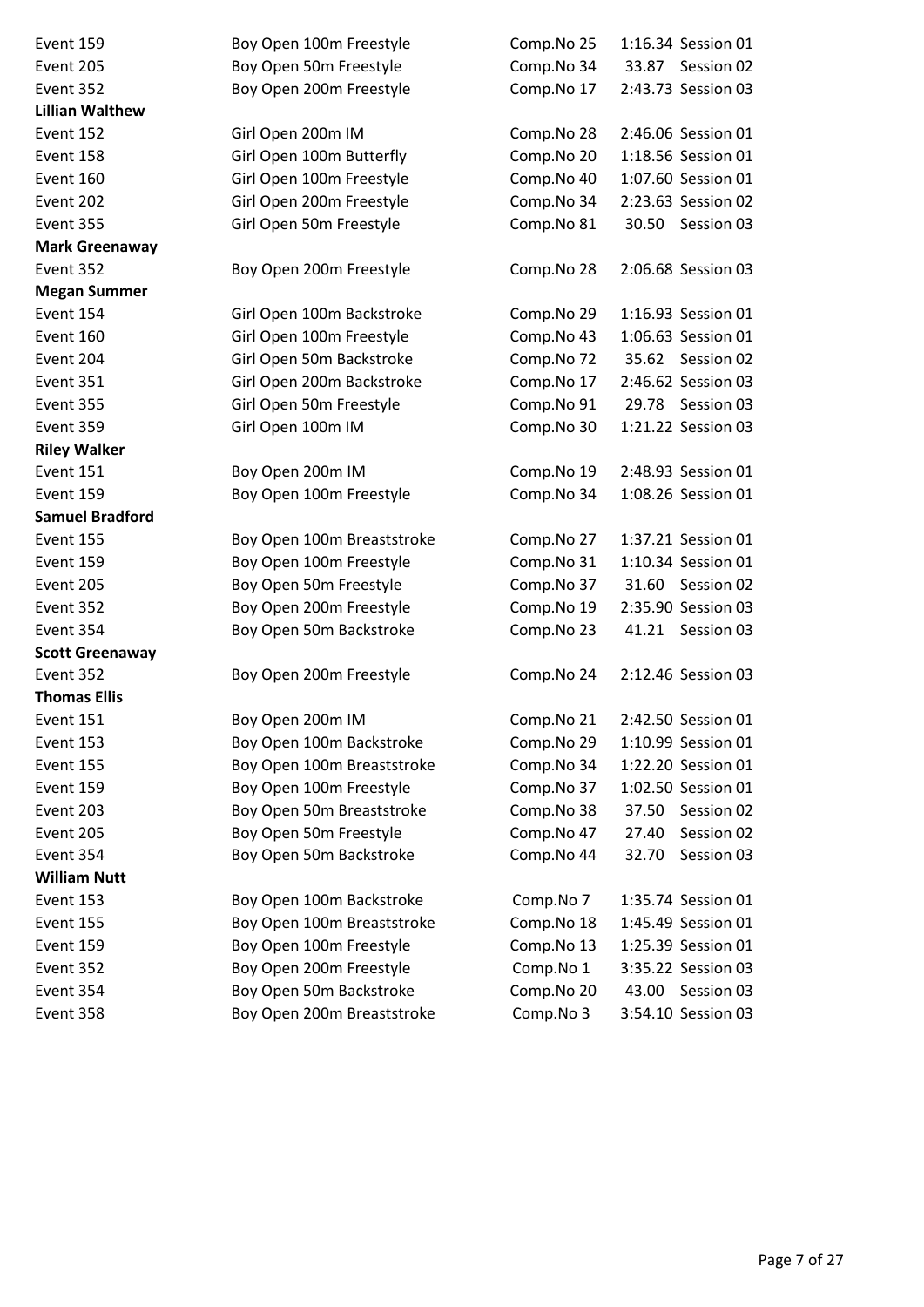| | | | | |
|---|---|---|---|---|
| Event 159 | Boy Open 100m Freestyle | Comp.No 25 | 1:16.34 | Session 01 |
| Event 205 | Boy Open 50m Freestyle | Comp.No 34 | 33.87 | Session 02 |
| Event 352 | Boy Open 200m Freestyle | Comp.No 17 | 2:43.73 | Session 03 |
| **Lillian Walthew** | | | | |
| Event 152 | Girl Open 200m IM | Comp.No 28 | 2:46.06 | Session 01 |
| Event 158 | Girl Open 100m Butterfly | Comp.No 20 | 1:18.56 | Session 01 |
| Event 160 | Girl Open 100m Freestyle | Comp.No 40 | 1:07.60 | Session 01 |
| Event 202 | Girl Open 200m Freestyle | Comp.No 34 | 2:23.63 | Session 02 |
| Event 355 | Girl Open 50m Freestyle | Comp.No 81 | 30.50 | Session 03 |
| **Mark Greenaway** | | | | |
| Event 352 | Boy Open 200m Freestyle | Comp.No 28 | 2:06.68 | Session 03 |
| **Megan Summer** | | | | |
| Event 154 | Girl Open 100m Backstroke | Comp.No 29 | 1:16.93 | Session 01 |
| Event 160 | Girl Open 100m Freestyle | Comp.No 43 | 1:06.63 | Session 01 |
| Event 204 | Girl Open 50m Backstroke | Comp.No 72 | 35.62 | Session 02 |
| Event 351 | Girl Open 200m Backstroke | Comp.No 17 | 2:46.62 | Session 03 |
| Event 355 | Girl Open 50m Freestyle | Comp.No 91 | 29.78 | Session 03 |
| Event 359 | Girl Open 100m IM | Comp.No 30 | 1:21.22 | Session 03 |
| **Riley Walker** | | | | |
| Event 151 | Boy Open 200m IM | Comp.No 19 | 2:48.93 | Session 01 |
| Event 159 | Boy Open 100m Freestyle | Comp.No 34 | 1:08.26 | Session 01 |
| **Samuel Bradford** | | | | |
| Event 155 | Boy Open 100m Breaststroke | Comp.No 27 | 1:37.21 | Session 01 |
| Event 159 | Boy Open 100m Freestyle | Comp.No 31 | 1:10.34 | Session 01 |
| Event 205 | Boy Open 50m Freestyle | Comp.No 37 | 31.60 | Session 02 |
| Event 352 | Boy Open 200m Freestyle | Comp.No 19 | 2:35.90 | Session 03 |
| Event 354 | Boy Open 50m Backstroke | Comp.No 23 | 41.21 | Session 03 |
| **Scott Greenaway** | | | | |
| Event 352 | Boy Open 200m Freestyle | Comp.No 24 | 2:12.46 | Session 03 |
| **Thomas Ellis** | | | | |
| Event 151 | Boy Open 200m IM | Comp.No 21 | 2:42.50 | Session 01 |
| Event 153 | Boy Open 100m Backstroke | Comp.No 29 | 1:10.99 | Session 01 |
| Event 155 | Boy Open 100m Breaststroke | Comp.No 34 | 1:22.20 | Session 01 |
| Event 159 | Boy Open 100m Freestyle | Comp.No 37 | 1:02.50 | Session 01 |
| Event 203 | Boy Open 50m Breaststroke | Comp.No 38 | 37.50 | Session 02 |
| Event 205 | Boy Open 50m Freestyle | Comp.No 47 | 27.40 | Session 02 |
| Event 354 | Boy Open 50m Backstroke | Comp.No 44 | 32.70 | Session 03 |
| **William Nutt** | | | | |
| Event 153 | Boy Open 100m Backstroke | Comp.No 7 | 1:35.74 | Session 01 |
| Event 155 | Boy Open 100m Breaststroke | Comp.No 18 | 1:45.49 | Session 01 |
| Event 159 | Boy Open 100m Freestyle | Comp.No 13 | 1:25.39 | Session 01 |
| Event 352 | Boy Open 200m Freestyle | Comp.No 1 | 3:35.22 | Session 03 |
| Event 354 | Boy Open 50m Backstroke | Comp.No 20 | 43.00 | Session 03 |
| Event 358 | Boy Open 200m Breaststroke | Comp.No 3 | 3:54.10 | Session 03 |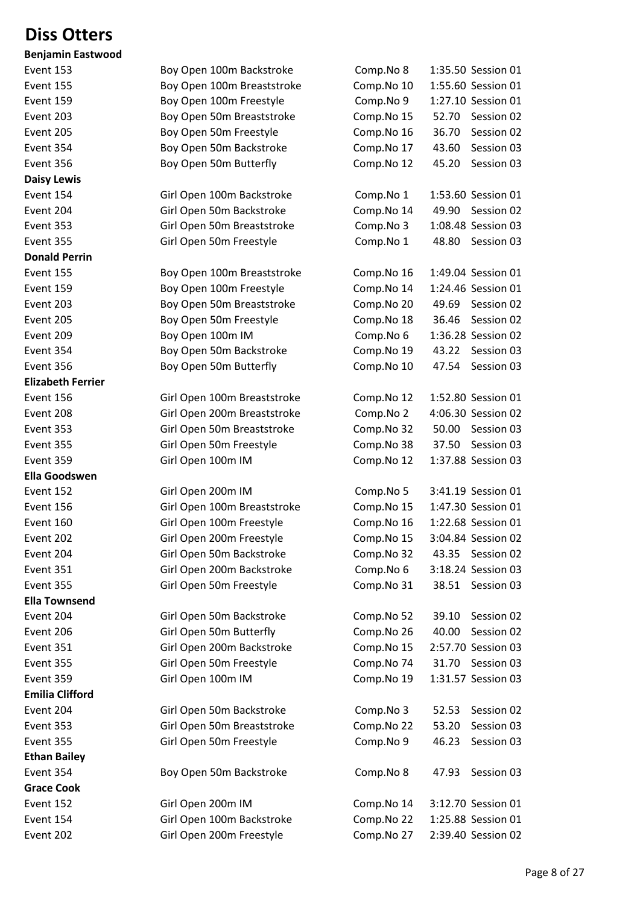# Diss Otters

**Benjamin Eastwood**

| | | | | |
|---|---|---|---|---|
| Event 153 | Boy Open 100m Backstroke | Comp.No 8 | 1:35.50 | Session 01 |
| Event 155 | Boy Open 100m Breaststroke | Comp.No 10 | 1:55.60 | Session 01 |
| Event 159 | Boy Open 100m Freestyle | Comp.No 9 | 1:27.10 | Session 01 |
| Event 203 | Boy Open 50m Breaststroke | Comp.No 15 | 52.70 | Session 02 |
| Event 205 | Boy Open 50m Freestyle | Comp.No 16 | 36.70 | Session 02 |
| Event 354 | Boy Open 50m Backstroke | Comp.No 17 | 43.60 | Session 03 |
| Event 356 | Boy Open 50m Butterfly | Comp.No 12 | 45.20 | Session 03 |

**Daisy Lewis**

| | | | | |
|---|---|---|---|---|
| Event 154 | Girl Open 100m Backstroke | Comp.No 1 | 1:53.60 | Session 01 |
| Event 204 | Girl Open 50m Backstroke | Comp.No 14 | 49.90 | Session 02 |
| Event 353 | Girl Open 50m Breaststroke | Comp.No 3 | 1:08.48 | Session 03 |
| Event 355 | Girl Open 50m Freestyle | Comp.No 1 | 48.80 | Session 03 |

**Donald Perrin**

| | | | | |
|---|---|---|---|---|
| Event 155 | Boy Open 100m Breaststroke | Comp.No 16 | 1:49.04 | Session 01 |
| Event 159 | Boy Open 100m Freestyle | Comp.No 14 | 1:24.46 | Session 01 |
| Event 203 | Boy Open 50m Breaststroke | Comp.No 20 | 49.69 | Session 02 |
| Event 205 | Boy Open 50m Freestyle | Comp.No 18 | 36.46 | Session 02 |
| Event 209 | Boy Open 100m IM | Comp.No 6 | 1:36.28 | Session 02 |
| Event 354 | Boy Open 50m Backstroke | Comp.No 19 | 43.22 | Session 03 |
| Event 356 | Boy Open 50m Butterfly | Comp.No 10 | 47.54 | Session 03 |

**Elizabeth Ferrier**

| | | | | |
|---|---|---|---|---|
| Event 156 | Girl Open 100m Breaststroke | Comp.No 12 | 1:52.80 | Session 01 |
| Event 208 | Girl Open 200m Breaststroke | Comp.No 2 | 4:06.30 | Session 02 |
| Event 353 | Girl Open 50m Breaststroke | Comp.No 32 | 50.00 | Session 03 |
| Event 355 | Girl Open 50m Freestyle | Comp.No 38 | 37.50 | Session 03 |
| Event 359 | Girl Open 100m IM | Comp.No 12 | 1:37.88 | Session 03 |

**Ella Goodswen**

| | | | | |
|---|---|---|---|---|
| Event 152 | Girl Open 200m IM | Comp.No 5 | 3:41.19 | Session 01 |
| Event 156 | Girl Open 100m Breaststroke | Comp.No 15 | 1:47.30 | Session 01 |
| Event 160 | Girl Open 100m Freestyle | Comp.No 16 | 1:22.68 | Session 01 |
| Event 202 | Girl Open 200m Freestyle | Comp.No 15 | 3:04.84 | Session 02 |
| Event 204 | Girl Open 50m Backstroke | Comp.No 32 | 43.35 | Session 02 |
| Event 351 | Girl Open 200m Backstroke | Comp.No 6 | 3:18.24 | Session 03 |
| Event 355 | Girl Open 50m Freestyle | Comp.No 31 | 38.51 | Session 03 |

**Ella Townsend**

| | | | | |
|---|---|---|---|---|
| Event 204 | Girl Open 50m Backstroke | Comp.No 52 | 39.10 | Session 02 |
| Event 206 | Girl Open 50m Butterfly | Comp.No 26 | 40.00 | Session 02 |
| Event 351 | Girl Open 200m Backstroke | Comp.No 15 | 2:57.70 | Session 03 |
| Event 355 | Girl Open 50m Freestyle | Comp.No 74 | 31.70 | Session 03 |
| Event 359 | Girl Open 100m IM | Comp.No 19 | 1:31.57 | Session 03 |

**Emilia Clifford**

| | | | | |
|---|---|---|---|---|
| Event 204 | Girl Open 50m Backstroke | Comp.No 3 | 52.53 | Session 02 |
| Event 353 | Girl Open 50m Breaststroke | Comp.No 22 | 53.20 | Session 03 |
| Event 355 | Girl Open 50m Freestyle | Comp.No 9 | 46.23 | Session 03 |

**Ethan Bailey**

| | | | | |
|---|---|---|---|---|
| Event 354 | Boy Open 50m Backstroke | Comp.No 8 | 47.93 | Session 03 |

**Grace Cook**

| | | | | |
|---|---|---|---|---|
| Event 152 | Girl Open 200m IM | Comp.No 14 | 3:12.70 | Session 01 |
| Event 154 | Girl Open 100m Backstroke | Comp.No 22 | 1:25.88 | Session 01 |
| Event 202 | Girl Open 200m Freestyle | Comp.No 27 | 2:39.40 | Session 02 |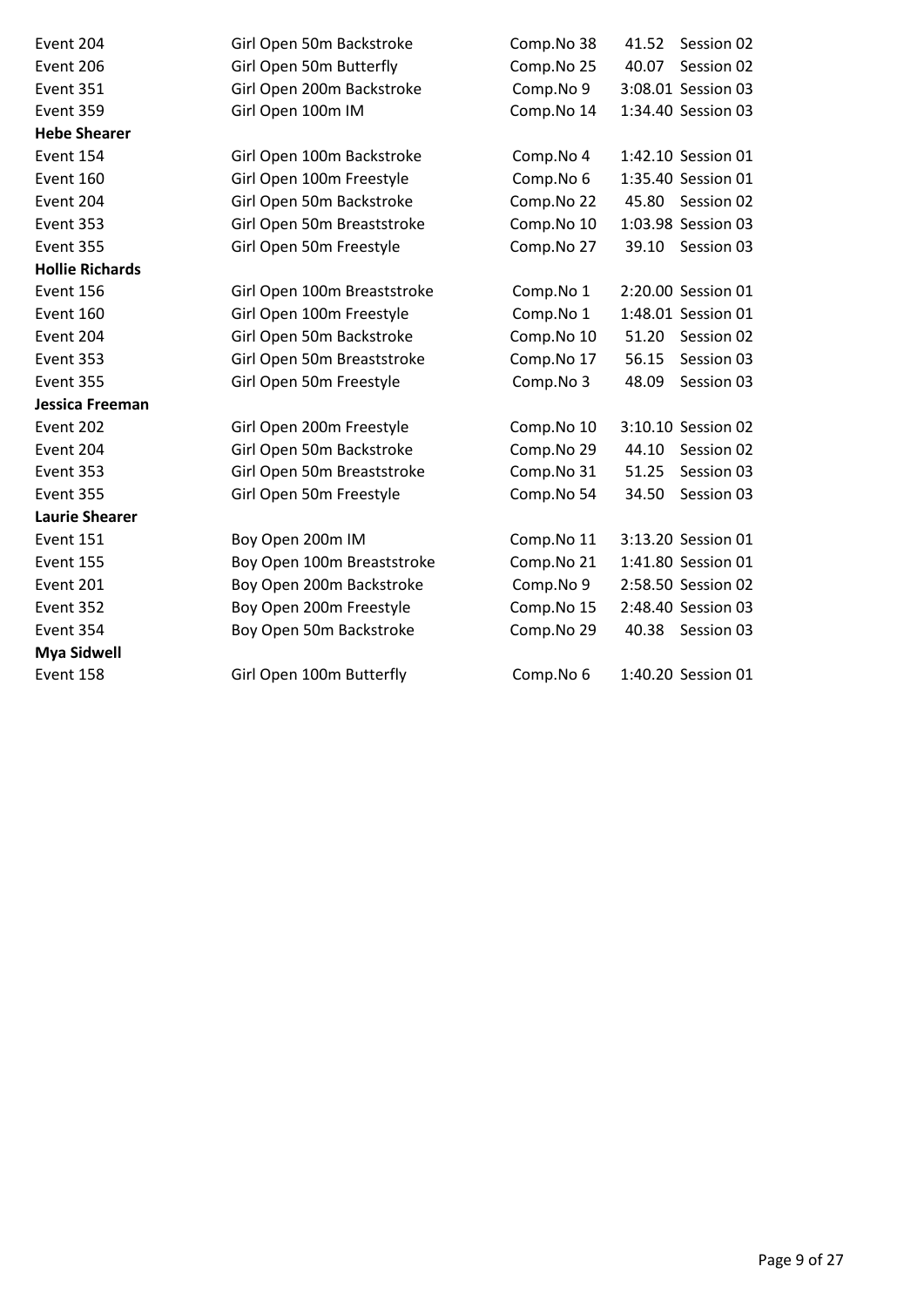| | | | | |
|---|---|---|---|---|
| Event 204 | Girl Open 50m Backstroke | Comp.No 38 | 41.52 | Session 02 |
| Event 206 | Girl Open 50m Butterfly | Comp.No 25 | 40.07 | Session 02 |
| Event 351 | Girl Open 200m Backstroke | Comp.No 9 | 3:08.01 | Session 03 |
| Event 359 | Girl Open 100m IM | Comp.No 14 | 1:34.40 | Session 03 |
| **Hebe Shearer** | | | | |
| Event 154 | Girl Open 100m Backstroke | Comp.No 4 | 1:42.10 | Session 01 |
| Event 160 | Girl Open 100m Freestyle | Comp.No 6 | 1:35.40 | Session 01 |
| Event 204 | Girl Open 50m Backstroke | Comp.No 22 | 45.80 | Session 02 |
| Event 353 | Girl Open 50m Breaststroke | Comp.No 10 | 1:03.98 | Session 03 |
| Event 355 | Girl Open 50m Freestyle | Comp.No 27 | 39.10 | Session 03 |
| **Hollie Richards** | | | | |
| Event 156 | Girl Open 100m Breaststroke | Comp.No 1 | 2:20.00 | Session 01 |
| Event 160 | Girl Open 100m Freestyle | Comp.No 1 | 1:48.01 | Session 01 |
| Event 204 | Girl Open 50m Backstroke | Comp.No 10 | 51.20 | Session 02 |
| Event 353 | Girl Open 50m Breaststroke | Comp.No 17 | 56.15 | Session 03 |
| Event 355 | Girl Open 50m Freestyle | Comp.No 3 | 48.09 | Session 03 |
| **Jessica Freeman** | | | | |
| Event 202 | Girl Open 200m Freestyle | Comp.No 10 | 3:10.10 | Session 02 |
| Event 204 | Girl Open 50m Backstroke | Comp.No 29 | 44.10 | Session 02 |
| Event 353 | Girl Open 50m Breaststroke | Comp.No 31 | 51.25 | Session 03 |
| Event 355 | Girl Open 50m Freestyle | Comp.No 54 | 34.50 | Session 03 |
| **Laurie Shearer** | | | | |
| Event 151 | Boy Open 200m IM | Comp.No 11 | 3:13.20 | Session 01 |
| Event 155 | Boy Open 100m Breaststroke | Comp.No 21 | 1:41.80 | Session 01 |
| Event 201 | Boy Open 200m Backstroke | Comp.No 9 | 2:58.50 | Session 02 |
| Event 352 | Boy Open 200m Freestyle | Comp.No 15 | 2:48.40 | Session 03 |
| Event 354 | Boy Open 50m Backstroke | Comp.No 29 | 40.38 | Session 03 |
| **Mya Sidwell** | | | | |
| Event 158 | Girl Open 100m Butterfly | Comp.No 6 | 1:40.20 | Session 01 |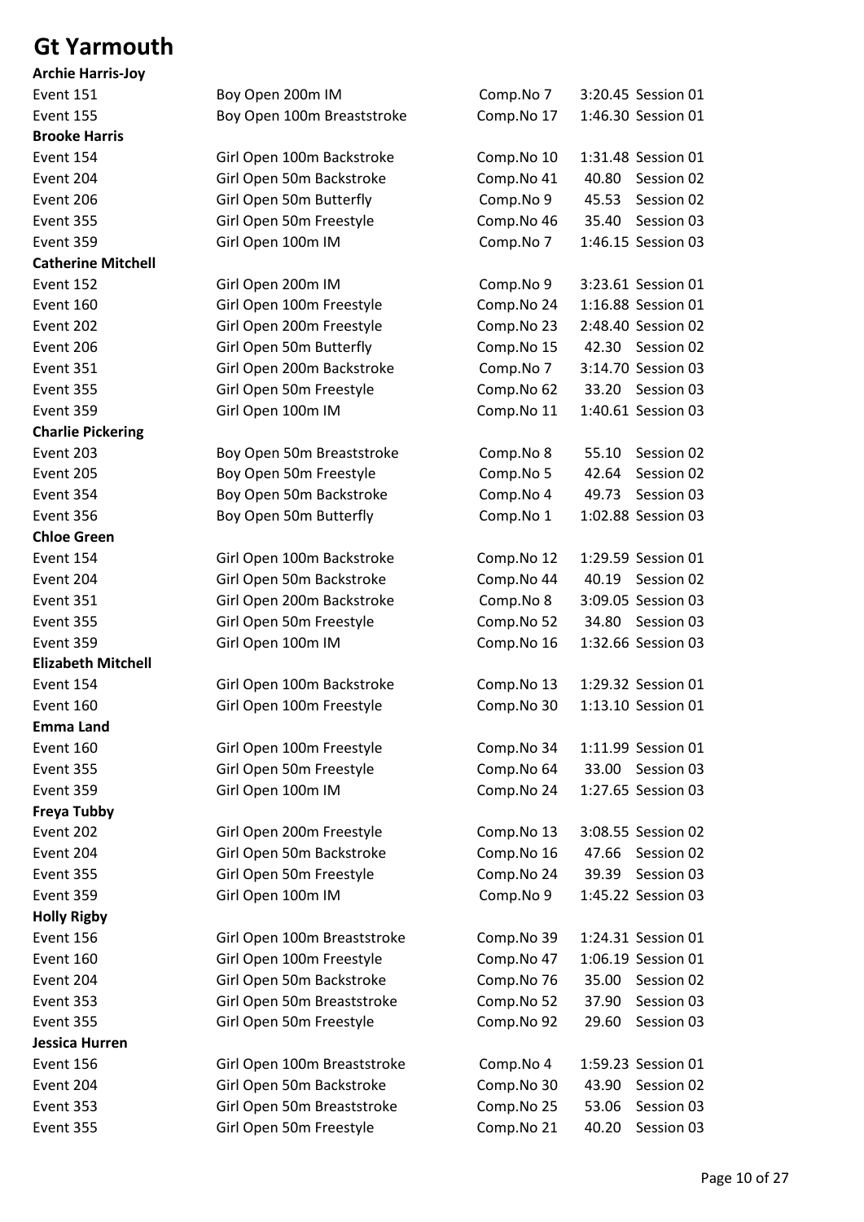# Gt Yarmouth

**Archie Harris-Joy**

| | | | | |
|---|---|---|---|---|
| Event 151 | Boy Open 200m IM | Comp.No 7 | 3:20.45 | Session 01 |
| Event 155 | Boy Open 100m Breaststroke | Comp.No 17 | 1:46.30 | Session 01 |

**Brooke Harris**

| | | | | |
|---|---|---|---|---|
| Event 154 | Girl Open 100m Backstroke | Comp.No 10 | 1:31.48 | Session 01 |
| Event 204 | Girl Open 50m Backstroke | Comp.No 41 | 40.80 | Session 02 |
| Event 206 | Girl Open 50m Butterfly | Comp.No 9 | 45.53 | Session 02 |
| Event 355 | Girl Open 50m Freestyle | Comp.No 46 | 35.40 | Session 03 |
| Event 359 | Girl Open 100m IM | Comp.No 7 | 1:46.15 | Session 03 |

**Catherine Mitchell**

| | | | | |
|---|---|---|---|---|
| Event 152 | Girl Open 200m IM | Comp.No 9 | 3:23.61 | Session 01 |
| Event 160 | Girl Open 100m Freestyle | Comp.No 24 | 1:16.88 | Session 01 |
| Event 202 | Girl Open 200m Freestyle | Comp.No 23 | 2:48.40 | Session 02 |
| Event 206 | Girl Open 50m Butterfly | Comp.No 15 | 42.30 | Session 02 |
| Event 351 | Girl Open 200m Backstroke | Comp.No 7 | 3:14.70 | Session 03 |
| Event 355 | Girl Open 50m Freestyle | Comp.No 62 | 33.20 | Session 03 |
| Event 359 | Girl Open 100m IM | Comp.No 11 | 1:40.61 | Session 03 |

**Charlie Pickering**

| | | | | |
|---|---|---|---|---|
| Event 203 | Boy Open 50m Breaststroke | Comp.No 8 | 55.10 | Session 02 |
| Event 205 | Boy Open 50m Freestyle | Comp.No 5 | 42.64 | Session 02 |
| Event 354 | Boy Open 50m Backstroke | Comp.No 4 | 49.73 | Session 03 |
| Event 356 | Boy Open 50m Butterfly | Comp.No 1 | 1:02.88 | Session 03 |

**Chloe Green**

| | | | | |
|---|---|---|---|---|
| Event 154 | Girl Open 100m Backstroke | Comp.No 12 | 1:29.59 | Session 01 |
| Event 204 | Girl Open 50m Backstroke | Comp.No 44 | 40.19 | Session 02 |
| Event 351 | Girl Open 200m Backstroke | Comp.No 8 | 3:09.05 | Session 03 |
| Event 355 | Girl Open 50m Freestyle | Comp.No 52 | 34.80 | Session 03 |
| Event 359 | Girl Open 100m IM | Comp.No 16 | 1:32.66 | Session 03 |

**Elizabeth Mitchell**

| | | | | |
|---|---|---|---|---|
| Event 154 | Girl Open 100m Backstroke | Comp.No 13 | 1:29.32 | Session 01 |
| Event 160 | Girl Open 100m Freestyle | Comp.No 30 | 1:13.10 | Session 01 |

**Emma Land**

| | | | | |
|---|---|---|---|---|
| Event 160 | Girl Open 100m Freestyle | Comp.No 34 | 1:11.99 | Session 01 |
| Event 355 | Girl Open 50m Freestyle | Comp.No 64 | 33.00 | Session 03 |
| Event 359 | Girl Open 100m IM | Comp.No 24 | 1:27.65 | Session 03 |

**Freya Tubby**

| | | | | |
|---|---|---|---|---|
| Event 202 | Girl Open 200m Freestyle | Comp.No 13 | 3:08.55 | Session 02 |
| Event 204 | Girl Open 50m Backstroke | Comp.No 16 | 47.66 | Session 02 |
| Event 355 | Girl Open 50m Freestyle | Comp.No 24 | 39.39 | Session 03 |
| Event 359 | Girl Open 100m IM | Comp.No 9 | 1:45.22 | Session 03 |

**Holly Rigby**

| | | | | |
|---|---|---|---|---|
| Event 156 | Girl Open 100m Breaststroke | Comp.No 39 | 1:24.31 | Session 01 |
| Event 160 | Girl Open 100m Freestyle | Comp.No 47 | 1:06.19 | Session 01 |
| Event 204 | Girl Open 50m Backstroke | Comp.No 76 | 35.00 | Session 02 |
| Event 353 | Girl Open 50m Breaststroke | Comp.No 52 | 37.90 | Session 03 |
| Event 355 | Girl Open 50m Freestyle | Comp.No 92 | 29.60 | Session 03 |

**Jessica Hurren**

| | | | | |
|---|---|---|---|---|
| Event 156 | Girl Open 100m Breaststroke | Comp.No 4 | 1:59.23 | Session 01 |
| Event 204 | Girl Open 50m Backstroke | Comp.No 30 | 43.90 | Session 02 |
| Event 353 | Girl Open 50m Breaststroke | Comp.No 25 | 53.06 | Session 03 |
| Event 355 | Girl Open 50m Freestyle | Comp.No 21 | 40.20 | Session 03 |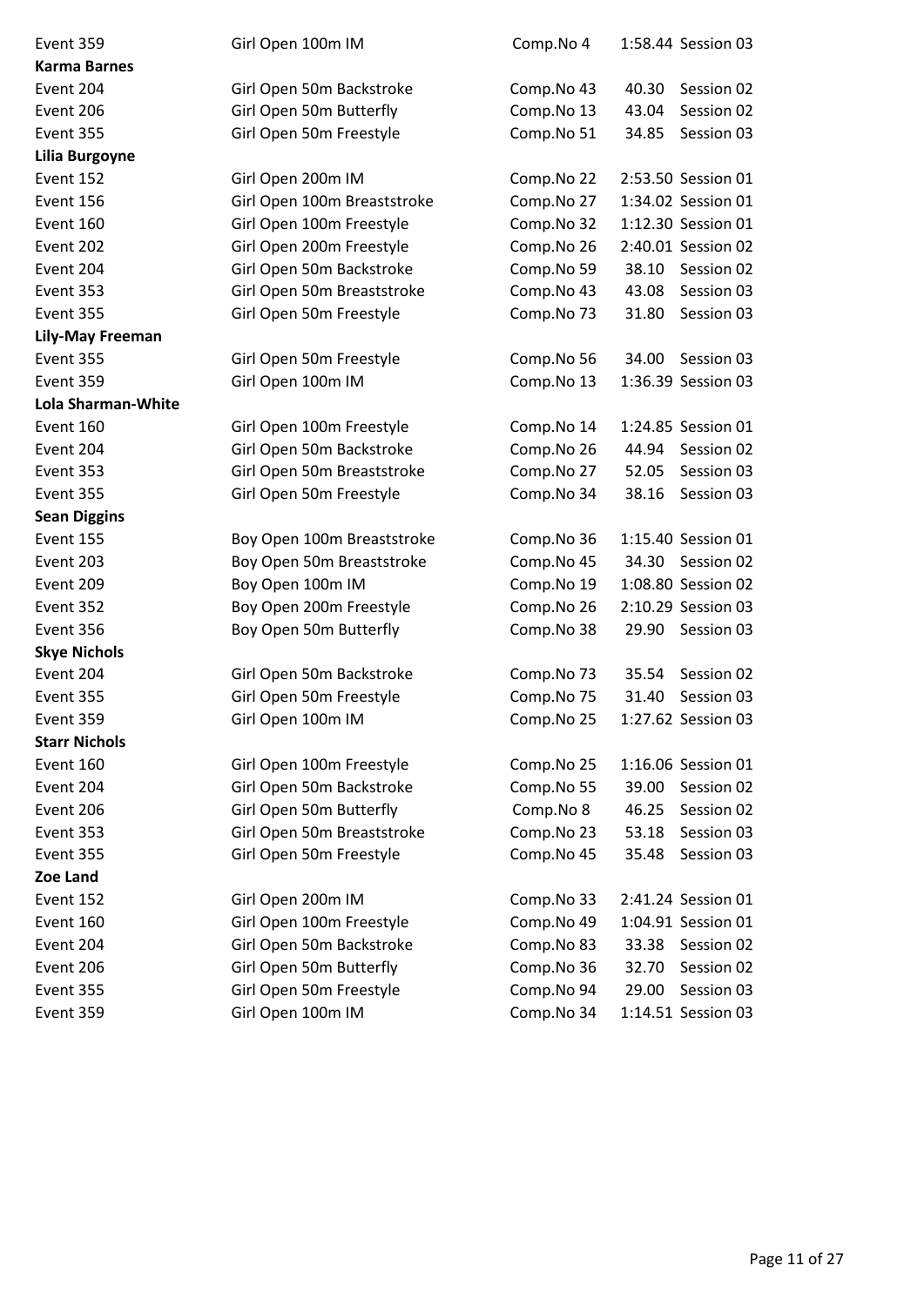| | | | | |
|---|---|---|---|---|
| Event 359 | Girl Open 100m IM | Comp.No 4 | 1:58.44 | Session 03 |
| **Karma Barnes** | | | | |
| Event 204 | Girl Open 50m Backstroke | Comp.No 43 | 40.30 | Session 02 |
| Event 206 | Girl Open 50m Butterfly | Comp.No 13 | 43.04 | Session 02 |
| Event 355 | Girl Open 50m Freestyle | Comp.No 51 | 34.85 | Session 03 |
| **Lilia Burgoyne** | | | | |
| Event 152 | Girl Open 200m IM | Comp.No 22 | 2:53.50 | Session 01 |
| Event 156 | Girl Open 100m Breaststroke | Comp.No 27 | 1:34.02 | Session 01 |
| Event 160 | Girl Open 100m Freestyle | Comp.No 32 | 1:12.30 | Session 01 |
| Event 202 | Girl Open 200m Freestyle | Comp.No 26 | 2:40.01 | Session 02 |
| Event 204 | Girl Open 50m Backstroke | Comp.No 59 | 38.10 | Session 02 |
| Event 353 | Girl Open 50m Breaststroke | Comp.No 43 | 43.08 | Session 03 |
| Event 355 | Girl Open 50m Freestyle | Comp.No 73 | 31.80 | Session 03 |
| **Lily-May Freeman** | | | | |
| Event 355 | Girl Open 50m Freestyle | Comp.No 56 | 34.00 | Session 03 |
| Event 359 | Girl Open 100m IM | Comp.No 13 | 1:36.39 | Session 03 |
| **Lola Sharman-White** | | | | |
| Event 160 | Girl Open 100m Freestyle | Comp.No 14 | 1:24.85 | Session 01 |
| Event 204 | Girl Open 50m Backstroke | Comp.No 26 | 44.94 | Session 02 |
| Event 353 | Girl Open 50m Breaststroke | Comp.No 27 | 52.05 | Session 03 |
| Event 355 | Girl Open 50m Freestyle | Comp.No 34 | 38.16 | Session 03 |
| **Sean Diggins** | | | | |
| Event 155 | Boy Open 100m Breaststroke | Comp.No 36 | 1:15.40 | Session 01 |
| Event 203 | Boy Open 50m Breaststroke | Comp.No 45 | 34.30 | Session 02 |
| Event 209 | Boy Open 100m IM | Comp.No 19 | 1:08.80 | Session 02 |
| Event 352 | Boy Open 200m Freestyle | Comp.No 26 | 2:10.29 | Session 03 |
| Event 356 | Boy Open 50m Butterfly | Comp.No 38 | 29.90 | Session 03 |
| **Skye Nichols** | | | | |
| Event 204 | Girl Open 50m Backstroke | Comp.No 73 | 35.54 | Session 02 |
| Event 355 | Girl Open 50m Freestyle | Comp.No 75 | 31.40 | Session 03 |
| Event 359 | Girl Open 100m IM | Comp.No 25 | 1:27.62 | Session 03 |
| **Starr Nichols** | | | | |
| Event 160 | Girl Open 100m Freestyle | Comp.No 25 | 1:16.06 | Session 01 |
| Event 204 | Girl Open 50m Backstroke | Comp.No 55 | 39.00 | Session 02 |
| Event 206 | Girl Open 50m Butterfly | Comp.No 8 | 46.25 | Session 02 |
| Event 353 | Girl Open 50m Breaststroke | Comp.No 23 | 53.18 | Session 03 |
| Event 355 | Girl Open 50m Freestyle | Comp.No 45 | 35.48 | Session 03 |
| **Zoe Land** | | | | |
| Event 152 | Girl Open 200m IM | Comp.No 33 | 2:41.24 | Session 01 |
| Event 160 | Girl Open 100m Freestyle | Comp.No 49 | 1:04.91 | Session 01 |
| Event 204 | Girl Open 50m Backstroke | Comp.No 83 | 33.38 | Session 02 |
| Event 206 | Girl Open 50m Butterfly | Comp.No 36 | 32.70 | Session 02 |
| Event 355 | Girl Open 50m Freestyle | Comp.No 94 | 29.00 | Session 03 |
| Event 359 | Girl Open 100m IM | Comp.No 34 | 1:14.51 | Session 03 |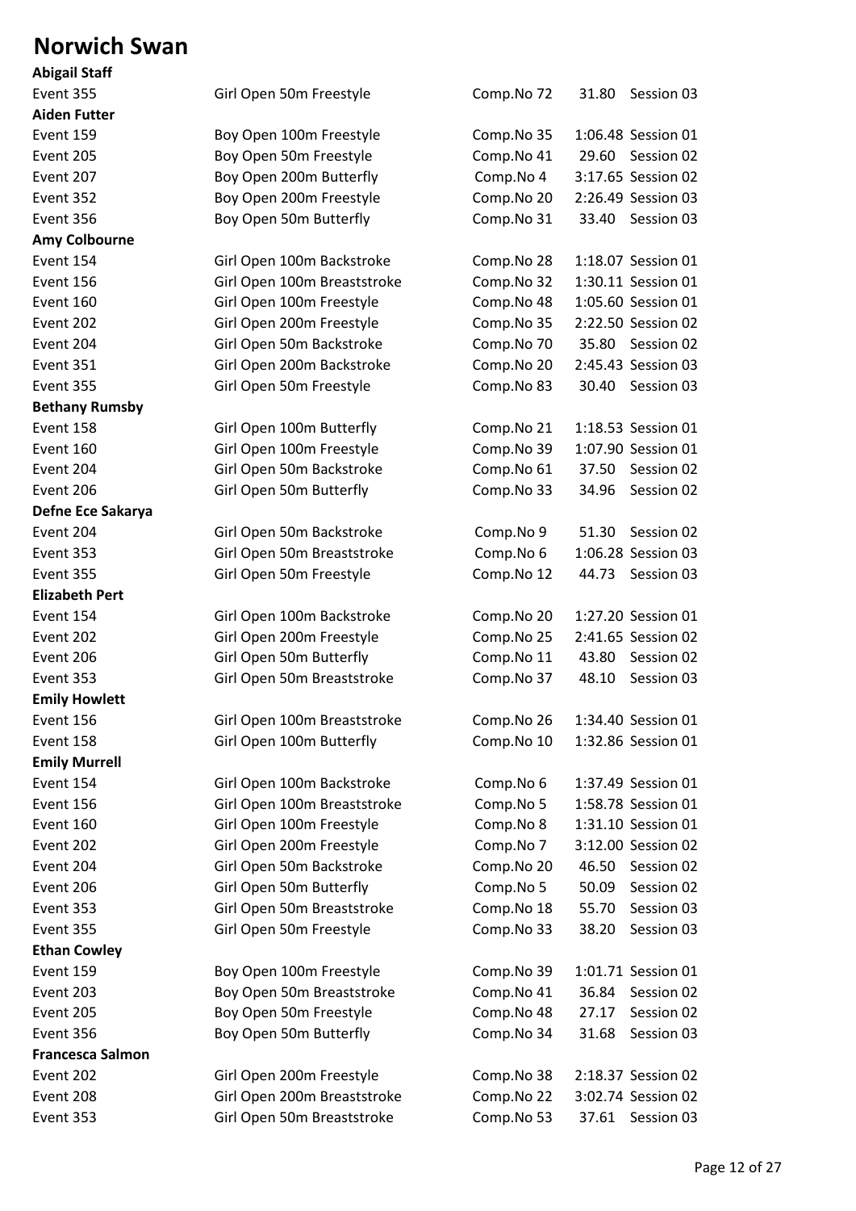# Norwich Swan

**Abigail Staff**

| | | | | |
|---|---|---|---|---|
| Event 355 | Girl Open 50m Freestyle | Comp.No 72 | 31.80 | Session 03 |

**Aiden Futter**

| | | | | |
|---|---|---|---|---|
| Event 159 | Boy Open 100m Freestyle | Comp.No 35 | 1:06.48 | Session 01 |
| Event 205 | Boy Open 50m Freestyle | Comp.No 41 | 29.60 | Session 02 |
| Event 207 | Boy Open 200m Butterfly | Comp.No 4 | 3:17.65 | Session 02 |
| Event 352 | Boy Open 200m Freestyle | Comp.No 20 | 2:26.49 | Session 03 |
| Event 356 | Boy Open 50m Butterfly | Comp.No 31 | 33.40 | Session 03 |

**Amy Colbourne**

| | | | | |
|---|---|---|---|---|
| Event 154 | Girl Open 100m Backstroke | Comp.No 28 | 1:18.07 | Session 01 |
| Event 156 | Girl Open 100m Breaststroke | Comp.No 32 | 1:30.11 | Session 01 |
| Event 160 | Girl Open 100m Freestyle | Comp.No 48 | 1:05.60 | Session 01 |
| Event 202 | Girl Open 200m Freestyle | Comp.No 35 | 2:22.50 | Session 02 |
| Event 204 | Girl Open 50m Backstroke | Comp.No 70 | 35.80 | Session 02 |
| Event 351 | Girl Open 200m Backstroke | Comp.No 20 | 2:45.43 | Session 03 |
| Event 355 | Girl Open 50m Freestyle | Comp.No 83 | 30.40 | Session 03 |

**Bethany Rumsby**

| | | | | |
|---|---|---|---|---|
| Event 158 | Girl Open 100m Butterfly | Comp.No 21 | 1:18.53 | Session 01 |
| Event 160 | Girl Open 100m Freestyle | Comp.No 39 | 1:07.90 | Session 01 |
| Event 204 | Girl Open 50m Backstroke | Comp.No 61 | 37.50 | Session 02 |
| Event 206 | Girl Open 50m Butterfly | Comp.No 33 | 34.96 | Session 02 |

**Defne Ece Sakarya**

| | | | | |
|---|---|---|---|---|
| Event 204 | Girl Open 50m Backstroke | Comp.No 9 | 51.30 | Session 02 |
| Event 353 | Girl Open 50m Breaststroke | Comp.No 6 | 1:06.28 | Session 03 |
| Event 355 | Girl Open 50m Freestyle | Comp.No 12 | 44.73 | Session 03 |

**Elizabeth Pert**

| | | | | |
|---|---|---|---|---|
| Event 154 | Girl Open 100m Backstroke | Comp.No 20 | 1:27.20 | Session 01 |
| Event 202 | Girl Open 200m Freestyle | Comp.No 25 | 2:41.65 | Session 02 |
| Event 206 | Girl Open 50m Butterfly | Comp.No 11 | 43.80 | Session 02 |
| Event 353 | Girl Open 50m Breaststroke | Comp.No 37 | 48.10 | Session 03 |

**Emily Howlett**

| | | | | |
|---|---|---|---|---|
| Event 156 | Girl Open 100m Breaststroke | Comp.No 26 | 1:34.40 | Session 01 |
| Event 158 | Girl Open 100m Butterfly | Comp.No 10 | 1:32.86 | Session 01 |

**Emily Murrell**

| | | | | |
|---|---|---|---|---|
| Event 154 | Girl Open 100m Backstroke | Comp.No 6 | 1:37.49 | Session 01 |
| Event 156 | Girl Open 100m Breaststroke | Comp.No 5 | 1:58.78 | Session 01 |
| Event 160 | Girl Open 100m Freestyle | Comp.No 8 | 1:31.10 | Session 01 |
| Event 202 | Girl Open 200m Freestyle | Comp.No 7 | 3:12.00 | Session 02 |
| Event 204 | Girl Open 50m Backstroke | Comp.No 20 | 46.50 | Session 02 |
| Event 206 | Girl Open 50m Butterfly | Comp.No 5 | 50.09 | Session 02 |
| Event 353 | Girl Open 50m Breaststroke | Comp.No 18 | 55.70 | Session 03 |
| Event 355 | Girl Open 50m Freestyle | Comp.No 33 | 38.20 | Session 03 |

**Ethan Cowley**

| | | | | |
|---|---|---|---|---|
| Event 159 | Boy Open 100m Freestyle | Comp.No 39 | 1:01.71 | Session 01 |
| Event 203 | Boy Open 50m Breaststroke | Comp.No 41 | 36.84 | Session 02 |
| Event 205 | Boy Open 50m Freestyle | Comp.No 48 | 27.17 | Session 02 |
| Event 356 | Boy Open 50m Butterfly | Comp.No 34 | 31.68 | Session 03 |

**Francesca Salmon**

| | | | | |
|---|---|---|---|---|
| Event 202 | Girl Open 200m Freestyle | Comp.No 38 | 2:18.37 | Session 02 |
| Event 208 | Girl Open 200m Breaststroke | Comp.No 22 | 3:02.74 | Session 02 |
| Event 353 | Girl Open 50m Breaststroke | Comp.No 53 | 37.61 | Session 03 |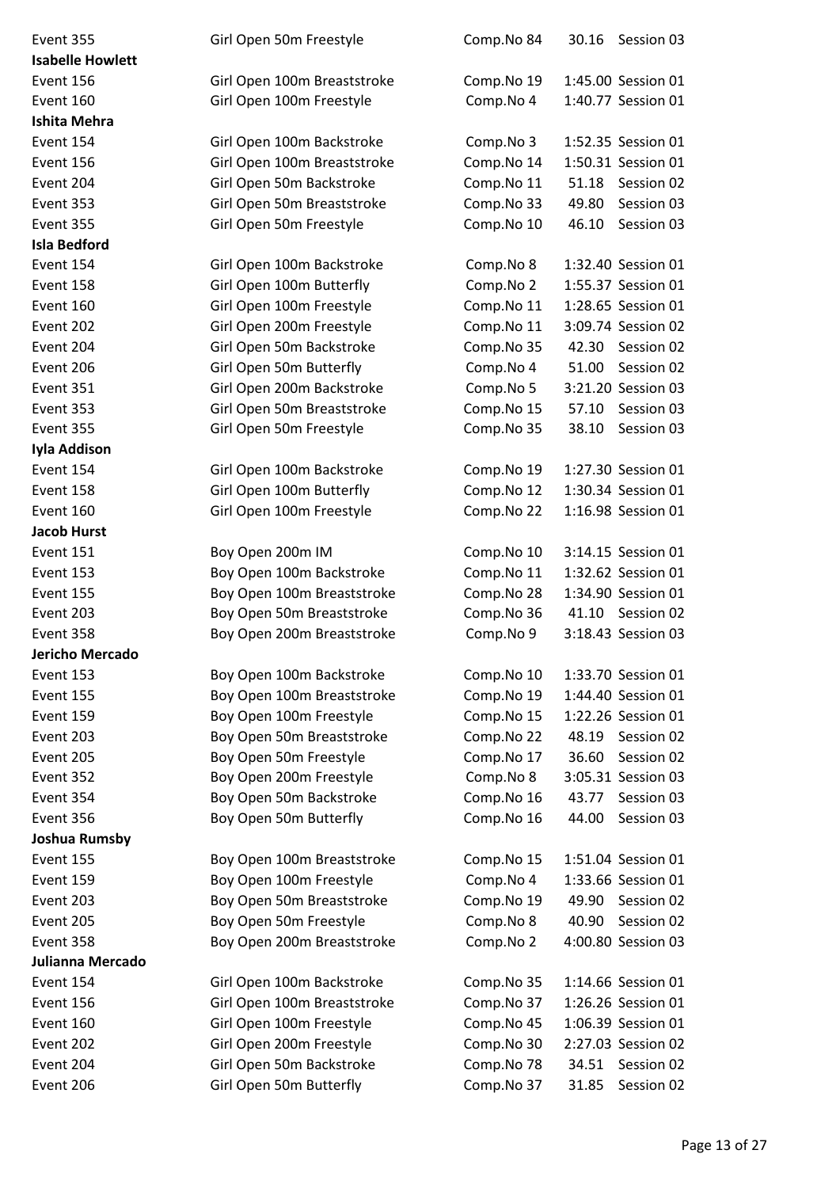Event 355 Girl Open 50m Freestyle Comp.No 84 30.16 Session 03

**Isabelle Howlett**

Event 156 Girl Open 100m Breaststroke Comp.No 19 1:45.00 Session 01
Event 160 Girl Open 100m Freestyle Comp.No 4 1:40.77 Session 01

**Ishita Mehra**

Event 154 Girl Open 100m Backstroke Comp.No 3 1:52.35 Session 01
Event 156 Girl Open 100m Breaststroke Comp.No 14 1:50.31 Session 01
Event 204 Girl Open 50m Backstroke Comp.No 11 51.18 Session 02
Event 353 Girl Open 50m Breaststroke Comp.No 33 49.80 Session 03
Event 355 Girl Open 50m Freestyle Comp.No 10 46.10 Session 03

**Isla Bedford**

Event 154 Girl Open 100m Backstroke Comp.No 8 1:32.40 Session 01
Event 158 Girl Open 100m Butterfly Comp.No 2 1:55.37 Session 01
Event 160 Girl Open 100m Freestyle Comp.No 11 1:28.65 Session 01
Event 202 Girl Open 200m Freestyle Comp.No 11 3:09.74 Session 02
Event 204 Girl Open 50m Backstroke Comp.No 35 42.30 Session 02
Event 206 Girl Open 50m Butterfly Comp.No 4 51.00 Session 02
Event 351 Girl Open 200m Backstroke Comp.No 5 3:21.20 Session 03
Event 353 Girl Open 50m Breaststroke Comp.No 15 57.10 Session 03
Event 355 Girl Open 50m Freestyle Comp.No 35 38.10 Session 03

**Iyla Addison**

Event 154 Girl Open 100m Backstroke Comp.No 19 1:27.30 Session 01
Event 158 Girl Open 100m Butterfly Comp.No 12 1:30.34 Session 01
Event 160 Girl Open 100m Freestyle Comp.No 22 1:16.98 Session 01

**Jacob Hurst**

Event 151 Boy Open 200m IM Comp.No 10 3:14.15 Session 01
Event 153 Boy Open 100m Backstroke Comp.No 11 1:32.62 Session 01
Event 155 Boy Open 100m Breaststroke Comp.No 28 1:34.90 Session 01
Event 203 Boy Open 50m Breaststroke Comp.No 36 41.10 Session 02
Event 358 Boy Open 200m Breaststroke Comp.No 9 3:18.43 Session 03

**Jericho Mercado**

Event 153 Boy Open 100m Backstroke Comp.No 10 1:33.70 Session 01
Event 155 Boy Open 100m Breaststroke Comp.No 19 1:44.40 Session 01
Event 159 Boy Open 100m Freestyle Comp.No 15 1:22.26 Session 01
Event 203 Boy Open 50m Breaststroke Comp.No 22 48.19 Session 02
Event 205 Boy Open 50m Freestyle Comp.No 17 36.60 Session 02
Event 352 Boy Open 200m Freestyle Comp.No 8 3:05.31 Session 03
Event 354 Boy Open 50m Backstroke Comp.No 16 43.77 Session 03
Event 356 Boy Open 50m Butterfly Comp.No 16 44.00 Session 03

**Joshua Rumsby**

Event 155 Boy Open 100m Breaststroke Comp.No 15 1:51.04 Session 01
Event 159 Boy Open 100m Freestyle Comp.No 4 1:33.66 Session 01
Event 203 Boy Open 50m Breaststroke Comp.No 19 49.90 Session 02
Event 205 Boy Open 50m Freestyle Comp.No 8 40.90 Session 02
Event 358 Boy Open 200m Breaststroke Comp.No 2 4:00.80 Session 03

**Julianna Mercado**

Event 154 Girl Open 100m Backstroke Comp.No 35 1:14.66 Session 01
Event 156 Girl Open 100m Breaststroke Comp.No 37 1:26.26 Session 01
Event 160 Girl Open 100m Freestyle Comp.No 45 1:06.39 Session 01
Event 202 Girl Open 200m Freestyle Comp.No 30 2:27.03 Session 02
Event 204 Girl Open 50m Backstroke Comp.No 78 34.51 Session 02
Event 206 Girl Open 50m Butterfly Comp.No 37 31.85 Session 02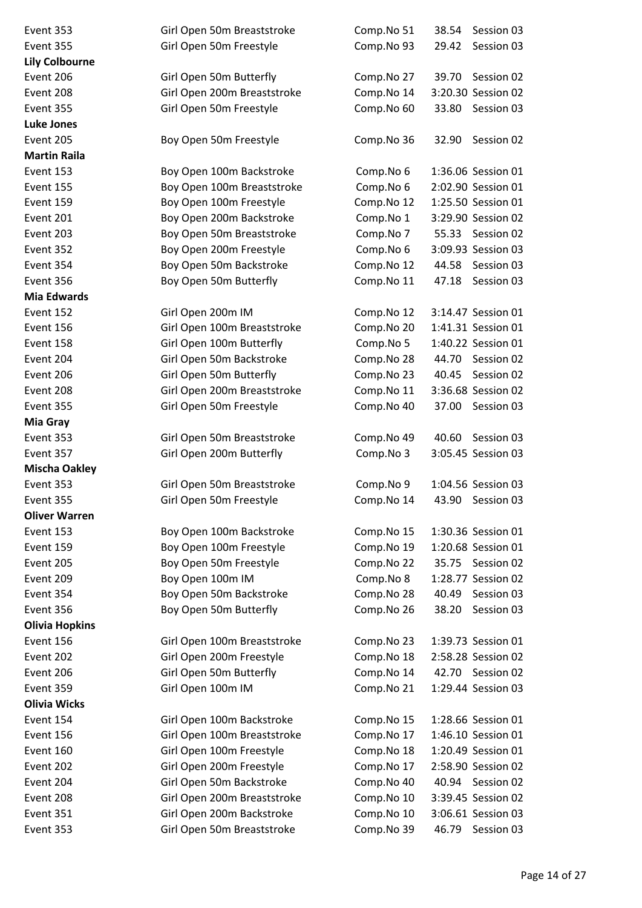| | | | | |
|---|---|---|---|---|
| Event 353 | Girl Open 50m Breaststroke | Comp.No 51 | 38.54 | Session 03 |
| Event 355 | Girl Open 50m Freestyle | Comp.No 93 | 29.42 | Session 03 |
| **Lily Colbourne** | | | | |
| Event 206 | Girl Open 50m Butterfly | Comp.No 27 | 39.70 | Session 02 |
| Event 208 | Girl Open 200m Breaststroke | Comp.No 14 | 3:20.30 | Session 02 |
| Event 355 | Girl Open 50m Freestyle | Comp.No 60 | 33.80 | Session 03 |
| **Luke Jones** | | | | |
| Event 205 | Boy Open 50m Freestyle | Comp.No 36 | 32.90 | Session 02 |
| **Martin Raila** | | | | |
| Event 153 | Boy Open 100m Backstroke | Comp.No 6 | 1:36.06 | Session 01 |
| Event 155 | Boy Open 100m Breaststroke | Comp.No 6 | 2:02.90 | Session 01 |
| Event 159 | Boy Open 100m Freestyle | Comp.No 12 | 1:25.50 | Session 01 |
| Event 201 | Boy Open 200m Backstroke | Comp.No 1 | 3:29.90 | Session 02 |
| Event 203 | Boy Open 50m Breaststroke | Comp.No 7 | 55.33 | Session 02 |
| Event 352 | Boy Open 200m Freestyle | Comp.No 6 | 3:09.93 | Session 03 |
| Event 354 | Boy Open 50m Backstroke | Comp.No 12 | 44.58 | Session 03 |
| Event 356 | Boy Open 50m Butterfly | Comp.No 11 | 47.18 | Session 03 |
| **Mia Edwards** | | | | |
| Event 152 | Girl Open 200m IM | Comp.No 12 | 3:14.47 | Session 01 |
| Event 156 | Girl Open 100m Breaststroke | Comp.No 20 | 1:41.31 | Session 01 |
| Event 158 | Girl Open 100m Butterfly | Comp.No 5 | 1:40.22 | Session 01 |
| Event 204 | Girl Open 50m Backstroke | Comp.No 28 | 44.70 | Session 02 |
| Event 206 | Girl Open 50m Butterfly | Comp.No 23 | 40.45 | Session 02 |
| Event 208 | Girl Open 200m Breaststroke | Comp.No 11 | 3:36.68 | Session 02 |
| Event 355 | Girl Open 50m Freestyle | Comp.No 40 | 37.00 | Session 03 |
| **Mia Gray** | | | | |
| Event 353 | Girl Open 50m Breaststroke | Comp.No 49 | 40.60 | Session 03 |
| Event 357 | Girl Open 200m Butterfly | Comp.No 3 | 3:05.45 | Session 03 |
| **Mischa Oakley** | | | | |
| Event 353 | Girl Open 50m Breaststroke | Comp.No 9 | 1:04.56 | Session 03 |
| Event 355 | Girl Open 50m Freestyle | Comp.No 14 | 43.90 | Session 03 |
| **Oliver Warren** | | | | |
| Event 153 | Boy Open 100m Backstroke | Comp.No 15 | 1:30.36 | Session 01 |
| Event 159 | Boy Open 100m Freestyle | Comp.No 19 | 1:20.68 | Session 01 |
| Event 205 | Boy Open 50m Freestyle | Comp.No 22 | 35.75 | Session 02 |
| Event 209 | Boy Open 100m IM | Comp.No 8 | 1:28.77 | Session 02 |
| Event 354 | Boy Open 50m Backstroke | Comp.No 28 | 40.49 | Session 03 |
| Event 356 | Boy Open 50m Butterfly | Comp.No 26 | 38.20 | Session 03 |
| **Olivia Hopkins** | | | | |
| Event 156 | Girl Open 100m Breaststroke | Comp.No 23 | 1:39.73 | Session 01 |
| Event 202 | Girl Open 200m Freestyle | Comp.No 18 | 2:58.28 | Session 02 |
| Event 206 | Girl Open 50m Butterfly | Comp.No 14 | 42.70 | Session 02 |
| Event 359 | Girl Open 100m IM | Comp.No 21 | 1:29.44 | Session 03 |
| **Olivia Wicks** | | | | |
| Event 154 | Girl Open 100m Backstroke | Comp.No 15 | 1:28.66 | Session 01 |
| Event 156 | Girl Open 100m Breaststroke | Comp.No 17 | 1:46.10 | Session 01 |
| Event 160 | Girl Open 100m Freestyle | Comp.No 18 | 1:20.49 | Session 01 |
| Event 202 | Girl Open 200m Freestyle | Comp.No 17 | 2:58.90 | Session 02 |
| Event 204 | Girl Open 50m Backstroke | Comp.No 40 | 40.94 | Session 02 |
| Event 208 | Girl Open 200m Breaststroke | Comp.No 10 | 3:39.45 | Session 02 |
| Event 351 | Girl Open 200m Backstroke | Comp.No 10 | 3:06.61 | Session 03 |
| Event 353 | Girl Open 50m Breaststroke | Comp.No 39 | 46.79 | Session 03 |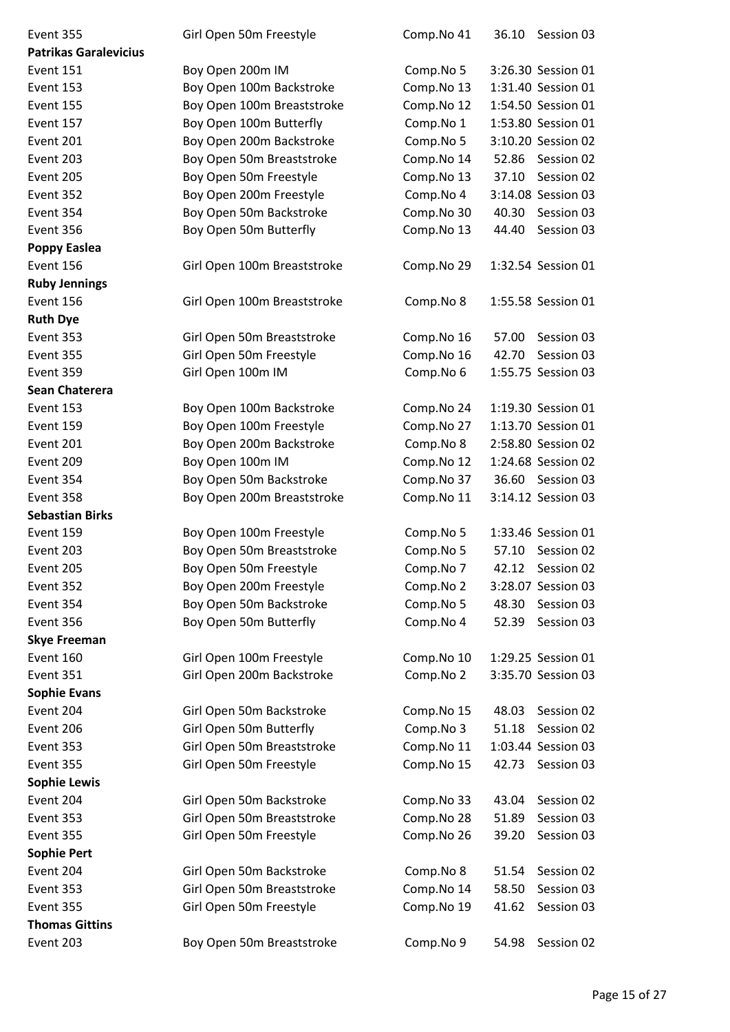| | | | | |
|---|---|---|---|---|
| Event 355 | Girl Open 50m Freestyle | Comp.No 41 | 36.10 | Session 03 |
| **Patrikas Garalevicius** | | | | |
| Event 151 | Boy Open 200m IM | Comp.No 5 | 3:26.30 | Session 01 |
| Event 153 | Boy Open 100m Backstroke | Comp.No 13 | 1:31.40 | Session 01 |
| Event 155 | Boy Open 100m Breaststroke | Comp.No 12 | 1:54.50 | Session 01 |
| Event 157 | Boy Open 100m Butterfly | Comp.No 1 | 1:53.80 | Session 01 |
| Event 201 | Boy Open 200m Backstroke | Comp.No 5 | 3:10.20 | Session 02 |
| Event 203 | Boy Open 50m Breaststroke | Comp.No 14 | 52.86 | Session 02 |
| Event 205 | Boy Open 50m Freestyle | Comp.No 13 | 37.10 | Session 02 |
| Event 352 | Boy Open 200m Freestyle | Comp.No 4 | 3:14.08 | Session 03 |
| Event 354 | Boy Open 50m Backstroke | Comp.No 30 | 40.30 | Session 03 |
| Event 356 | Boy Open 50m Butterfly | Comp.No 13 | 44.40 | Session 03 |
| **Poppy Easlea** | | | | |
| Event 156 | Girl Open 100m Breaststroke | Comp.No 29 | 1:32.54 | Session 01 |
| **Ruby Jennings** | | | | |
| Event 156 | Girl Open 100m Breaststroke | Comp.No 8 | 1:55.58 | Session 01 |
| **Ruth Dye** | | | | |
| Event 353 | Girl Open 50m Breaststroke | Comp.No 16 | 57.00 | Session 03 |
| Event 355 | Girl Open 50m Freestyle | Comp.No 16 | 42.70 | Session 03 |
| Event 359 | Girl Open 100m IM | Comp.No 6 | 1:55.75 | Session 03 |
| **Sean Chaterera** | | | | |
| Event 153 | Boy Open 100m Backstroke | Comp.No 24 | 1:19.30 | Session 01 |
| Event 159 | Boy Open 100m Freestyle | Comp.No 27 | 1:13.70 | Session 01 |
| Event 201 | Boy Open 200m Backstroke | Comp.No 8 | 2:58.80 | Session 02 |
| Event 209 | Boy Open 100m IM | Comp.No 12 | 1:24.68 | Session 02 |
| Event 354 | Boy Open 50m Backstroke | Comp.No 37 | 36.60 | Session 03 |
| Event 358 | Boy Open 200m Breaststroke | Comp.No 11 | 3:14.12 | Session 03 |
| **Sebastian Birks** | | | | |
| Event 159 | Boy Open 100m Freestyle | Comp.No 5 | 1:33.46 | Session 01 |
| Event 203 | Boy Open 50m Breaststroke | Comp.No 5 | 57.10 | Session 02 |
| Event 205 | Boy Open 50m Freestyle | Comp.No 7 | 42.12 | Session 02 |
| Event 352 | Boy Open 200m Freestyle | Comp.No 2 | 3:28.07 | Session 03 |
| Event 354 | Boy Open 50m Backstroke | Comp.No 5 | 48.30 | Session 03 |
| Event 356 | Boy Open 50m Butterfly | Comp.No 4 | 52.39 | Session 03 |
| **Skye Freeman** | | | | |
| Event 160 | Girl Open 100m Freestyle | Comp.No 10 | 1:29.25 | Session 01 |
| Event 351 | Girl Open 200m Backstroke | Comp.No 2 | 3:35.70 | Session 03 |
| **Sophie Evans** | | | | |
| Event 204 | Girl Open 50m Backstroke | Comp.No 15 | 48.03 | Session 02 |
| Event 206 | Girl Open 50m Butterfly | Comp.No 3 | 51.18 | Session 02 |
| Event 353 | Girl Open 50m Breaststroke | Comp.No 11 | 1:03.44 | Session 03 |
| Event 355 | Girl Open 50m Freestyle | Comp.No 15 | 42.73 | Session 03 |
| **Sophie Lewis** | | | | |
| Event 204 | Girl Open 50m Backstroke | Comp.No 33 | 43.04 | Session 02 |
| Event 353 | Girl Open 50m Breaststroke | Comp.No 28 | 51.89 | Session 03 |
| Event 355 | Girl Open 50m Freestyle | Comp.No 26 | 39.20 | Session 03 |
| **Sophie Pert** | | | | |
| Event 204 | Girl Open 50m Backstroke | Comp.No 8 | 51.54 | Session 02 |
| Event 353 | Girl Open 50m Breaststroke | Comp.No 14 | 58.50 | Session 03 |
| Event 355 | Girl Open 50m Freestyle | Comp.No 19 | 41.62 | Session 03 |
| **Thomas Gittins** | | | | |
| Event 203 | Boy Open 50m Breaststroke | Comp.No 9 | 54.98 | Session 02 |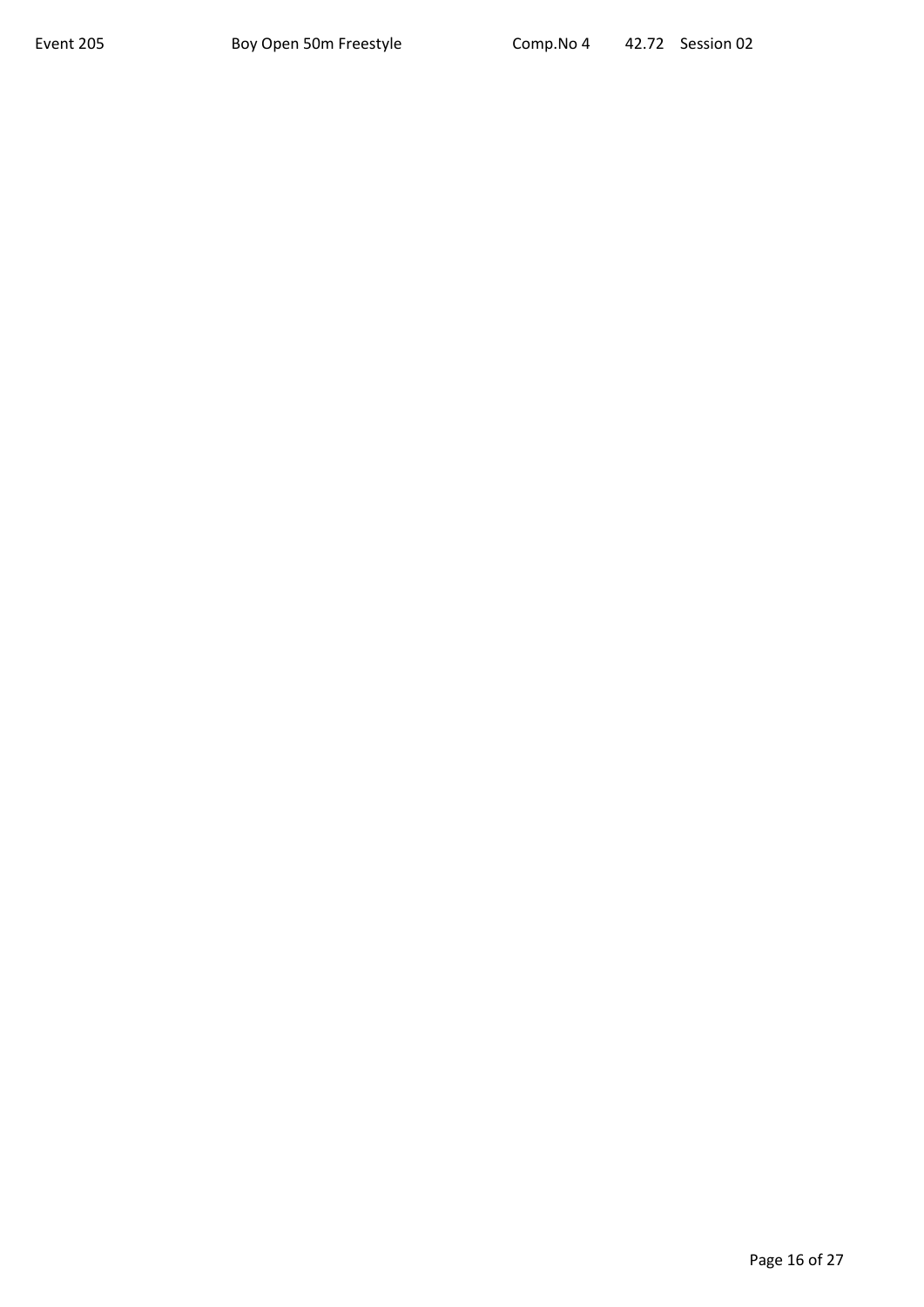Event 205 Boy Open 50m Freestyle Comp.No 4 42.72 Session 02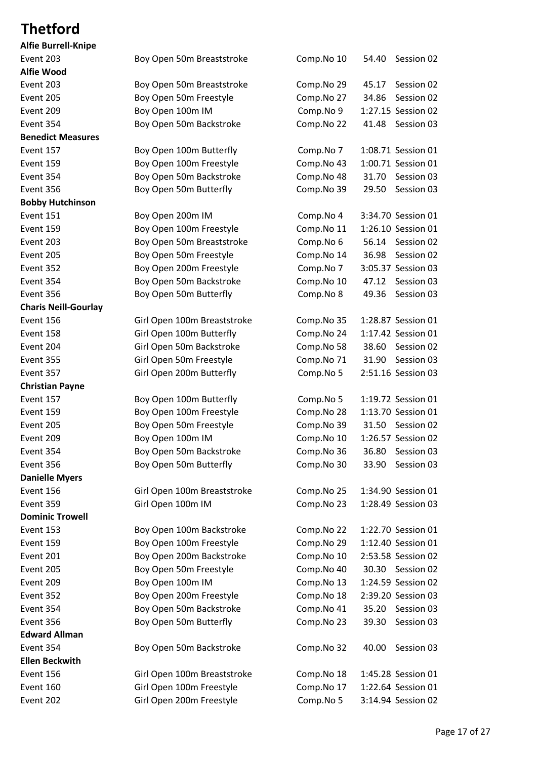# Thetford

**Alfie Burrell-Knipe**

| | | | | |
|---|---|---|---|---|
| Event 203 | Boy Open 50m Breaststroke | Comp.No 10 | 54.40 | Session 02 |

**Alfie Wood**

| | | | | |
|---|---|---|---|---|
| Event 203 | Boy Open 50m Breaststroke | Comp.No 29 | 45.17 | Session 02 |
| Event 205 | Boy Open 50m Freestyle | Comp.No 27 | 34.86 | Session 02 |
| Event 209 | Boy Open 100m IM | Comp.No 9 | 1:27.15 | Session 02 |
| Event 354 | Boy Open 50m Backstroke | Comp.No 22 | 41.48 | Session 03 |

**Benedict Measures**

| | | | | |
|---|---|---|---|---|
| Event 157 | Boy Open 100m Butterfly | Comp.No 7 | 1:08.71 | Session 01 |
| Event 159 | Boy Open 100m Freestyle | Comp.No 43 | 1:00.71 | Session 01 |
| Event 354 | Boy Open 50m Backstroke | Comp.No 48 | 31.70 | Session 03 |
| Event 356 | Boy Open 50m Butterfly | Comp.No 39 | 29.50 | Session 03 |

**Bobby Hutchinson**

| | | | | |
|---|---|---|---|---|
| Event 151 | Boy Open 200m IM | Comp.No 4 | 3:34.70 | Session 01 |
| Event 159 | Boy Open 100m Freestyle | Comp.No 11 | 1:26.10 | Session 01 |
| Event 203 | Boy Open 50m Breaststroke | Comp.No 6 | 56.14 | Session 02 |
| Event 205 | Boy Open 50m Freestyle | Comp.No 14 | 36.98 | Session 02 |
| Event 352 | Boy Open 200m Freestyle | Comp.No 7 | 3:05.37 | Session 03 |
| Event 354 | Boy Open 50m Backstroke | Comp.No 10 | 47.12 | Session 03 |
| Event 356 | Boy Open 50m Butterfly | Comp.No 8 | 49.36 | Session 03 |

**Charis Neill-Gourlay**

| | | | | |
|---|---|---|---|---|
| Event 156 | Girl Open 100m Breaststroke | Comp.No 35 | 1:28.87 | Session 01 |
| Event 158 | Girl Open 100m Butterfly | Comp.No 24 | 1:17.42 | Session 01 |
| Event 204 | Girl Open 50m Backstroke | Comp.No 58 | 38.60 | Session 02 |
| Event 355 | Girl Open 50m Freestyle | Comp.No 71 | 31.90 | Session 03 |
| Event 357 | Girl Open 200m Butterfly | Comp.No 5 | 2:51.16 | Session 03 |

**Christian Payne**

| | | | | |
|---|---|---|---|---|
| Event 157 | Boy Open 100m Butterfly | Comp.No 5 | 1:19.72 | Session 01 |
| Event 159 | Boy Open 100m Freestyle | Comp.No 28 | 1:13.70 | Session 01 |
| Event 205 | Boy Open 50m Freestyle | Comp.No 39 | 31.50 | Session 02 |
| Event 209 | Boy Open 100m IM | Comp.No 10 | 1:26.57 | Session 02 |
| Event 354 | Boy Open 50m Backstroke | Comp.No 36 | 36.80 | Session 03 |
| Event 356 | Boy Open 50m Butterfly | Comp.No 30 | 33.90 | Session 03 |

**Danielle Myers**

| | | | | |
|---|---|---|---|---|
| Event 156 | Girl Open 100m Breaststroke | Comp.No 25 | 1:34.90 | Session 01 |
| Event 359 | Girl Open 100m IM | Comp.No 23 | 1:28.49 | Session 03 |

**Dominic Trowell**

| | | | | |
|---|---|---|---|---|
| Event 153 | Boy Open 100m Backstroke | Comp.No 22 | 1:22.70 | Session 01 |
| Event 159 | Boy Open 100m Freestyle | Comp.No 29 | 1:12.40 | Session 01 |
| Event 201 | Boy Open 200m Backstroke | Comp.No 10 | 2:53.58 | Session 02 |
| Event 205 | Boy Open 50m Freestyle | Comp.No 40 | 30.30 | Session 02 |
| Event 209 | Boy Open 100m IM | Comp.No 13 | 1:24.59 | Session 02 |
| Event 352 | Boy Open 200m Freestyle | Comp.No 18 | 2:39.20 | Session 03 |
| Event 354 | Boy Open 50m Backstroke | Comp.No 41 | 35.20 | Session 03 |
| Event 356 | Boy Open 50m Butterfly | Comp.No 23 | 39.30 | Session 03 |

**Edward Allman**

| | | | | |
|---|---|---|---|---|
| Event 354 | Boy Open 50m Backstroke | Comp.No 32 | 40.00 | Session 03 |

**Ellen Beckwith**

| | | | | |
|---|---|---|---|---|
| Event 156 | Girl Open 100m Breaststroke | Comp.No 18 | 1:45.28 | Session 01 |
| Event 160 | Girl Open 100m Freestyle | Comp.No 17 | 1:22.64 | Session 01 |
| Event 202 | Girl Open 200m Freestyle | Comp.No 5 | 3:14.94 | Session 02 |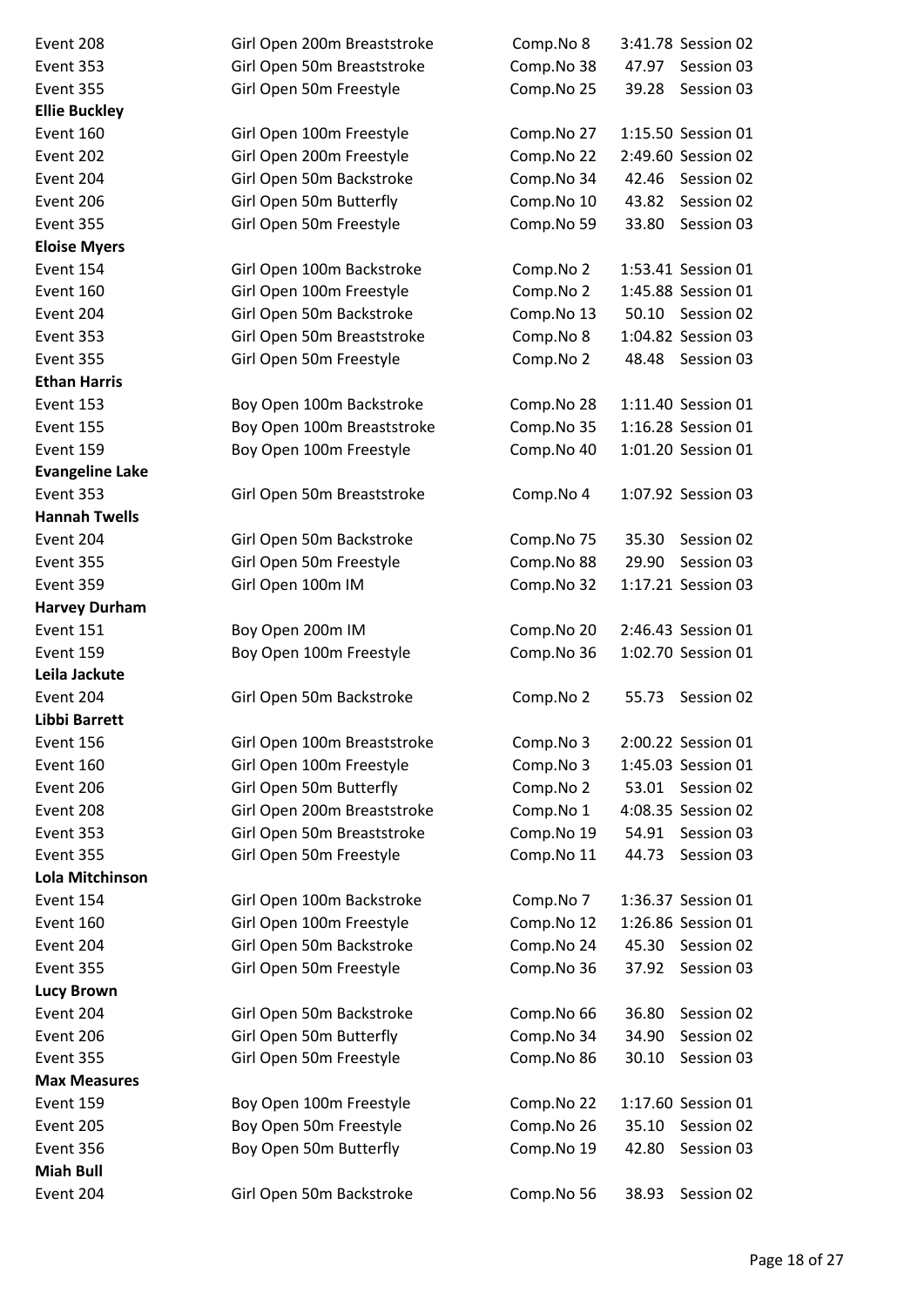| | | | | |
|---|---|---|---|---|
| Event 208 | Girl Open 200m Breaststroke | Comp.No 8 | 3:41.78 | Session 02 |
| Event 353 | Girl Open 50m Breaststroke | Comp.No 38 | 47.97 | Session 03 |
| Event 355 | Girl Open 50m Freestyle | Comp.No 25 | 39.28 | Session 03 |
| **Ellie Buckley** | | | | |
| Event 160 | Girl Open 100m Freestyle | Comp.No 27 | 1:15.50 | Session 01 |
| Event 202 | Girl Open 200m Freestyle | Comp.No 22 | 2:49.60 | Session 02 |
| Event 204 | Girl Open 50m Backstroke | Comp.No 34 | 42.46 | Session 02 |
| Event 206 | Girl Open 50m Butterfly | Comp.No 10 | 43.82 | Session 02 |
| Event 355 | Girl Open 50m Freestyle | Comp.No 59 | 33.80 | Session 03 |
| **Eloise Myers** | | | | |
| Event 154 | Girl Open 100m Backstroke | Comp.No 2 | 1:53.41 | Session 01 |
| Event 160 | Girl Open 100m Freestyle | Comp.No 2 | 1:45.88 | Session 01 |
| Event 204 | Girl Open 50m Backstroke | Comp.No 13 | 50.10 | Session 02 |
| Event 353 | Girl Open 50m Breaststroke | Comp.No 8 | 1:04.82 | Session 03 |
| Event 355 | Girl Open 50m Freestyle | Comp.No 2 | 48.48 | Session 03 |
| **Ethan Harris** | | | | |
| Event 153 | Boy Open 100m Backstroke | Comp.No 28 | 1:11.40 | Session 01 |
| Event 155 | Boy Open 100m Breaststroke | Comp.No 35 | 1:16.28 | Session 01 |
| Event 159 | Boy Open 100m Freestyle | Comp.No 40 | 1:01.20 | Session 01 |
| **Evangeline Lake** | | | | |
| Event 353 | Girl Open 50m Breaststroke | Comp.No 4 | 1:07.92 | Session 03 |
| **Hannah Twells** | | | | |
| Event 204 | Girl Open 50m Backstroke | Comp.No 75 | 35.30 | Session 02 |
| Event 355 | Girl Open 50m Freestyle | Comp.No 88 | 29.90 | Session 03 |
| Event 359 | Girl Open 100m IM | Comp.No 32 | 1:17.21 | Session 03 |
| **Harvey Durham** | | | | |
| Event 151 | Boy Open 200m IM | Comp.No 20 | 2:46.43 | Session 01 |
| Event 159 | Boy Open 100m Freestyle | Comp.No 36 | 1:02.70 | Session 01 |
| **Leila Jackute** | | | | |
| Event 204 | Girl Open 50m Backstroke | Comp.No 2 | 55.73 | Session 02 |
| **Libbi Barrett** | | | | |
| Event 156 | Girl Open 100m Breaststroke | Comp.No 3 | 2:00.22 | Session 01 |
| Event 160 | Girl Open 100m Freestyle | Comp.No 3 | 1:45.03 | Session 01 |
| Event 206 | Girl Open 50m Butterfly | Comp.No 2 | 53.01 | Session 02 |
| Event 208 | Girl Open 200m Breaststroke | Comp.No 1 | 4:08.35 | Session 02 |
| Event 353 | Girl Open 50m Breaststroke | Comp.No 19 | 54.91 | Session 03 |
| Event 355 | Girl Open 50m Freestyle | Comp.No 11 | 44.73 | Session 03 |
| **Lola Mitchinson** | | | | |
| Event 154 | Girl Open 100m Backstroke | Comp.No 7 | 1:36.37 | Session 01 |
| Event 160 | Girl Open 100m Freestyle | Comp.No 12 | 1:26.86 | Session 01 |
| Event 204 | Girl Open 50m Backstroke | Comp.No 24 | 45.30 | Session 02 |
| Event 355 | Girl Open 50m Freestyle | Comp.No 36 | 37.92 | Session 03 |
| **Lucy Brown** | | | | |
| Event 204 | Girl Open 50m Backstroke | Comp.No 66 | 36.80 | Session 02 |
| Event 206 | Girl Open 50m Butterfly | Comp.No 34 | 34.90 | Session 02 |
| Event 355 | Girl Open 50m Freestyle | Comp.No 86 | 30.10 | Session 03 |
| **Max Measures** | | | | |
| Event 159 | Boy Open 100m Freestyle | Comp.No 22 | 1:17.60 | Session 01 |
| Event 205 | Boy Open 50m Freestyle | Comp.No 26 | 35.10 | Session 02 |
| Event 356 | Boy Open 50m Butterfly | Comp.No 19 | 42.80 | Session 03 |
| **Miah Bull** | | | | |
| Event 204 | Girl Open 50m Backstroke | Comp.No 56 | 38.93 | Session 02 |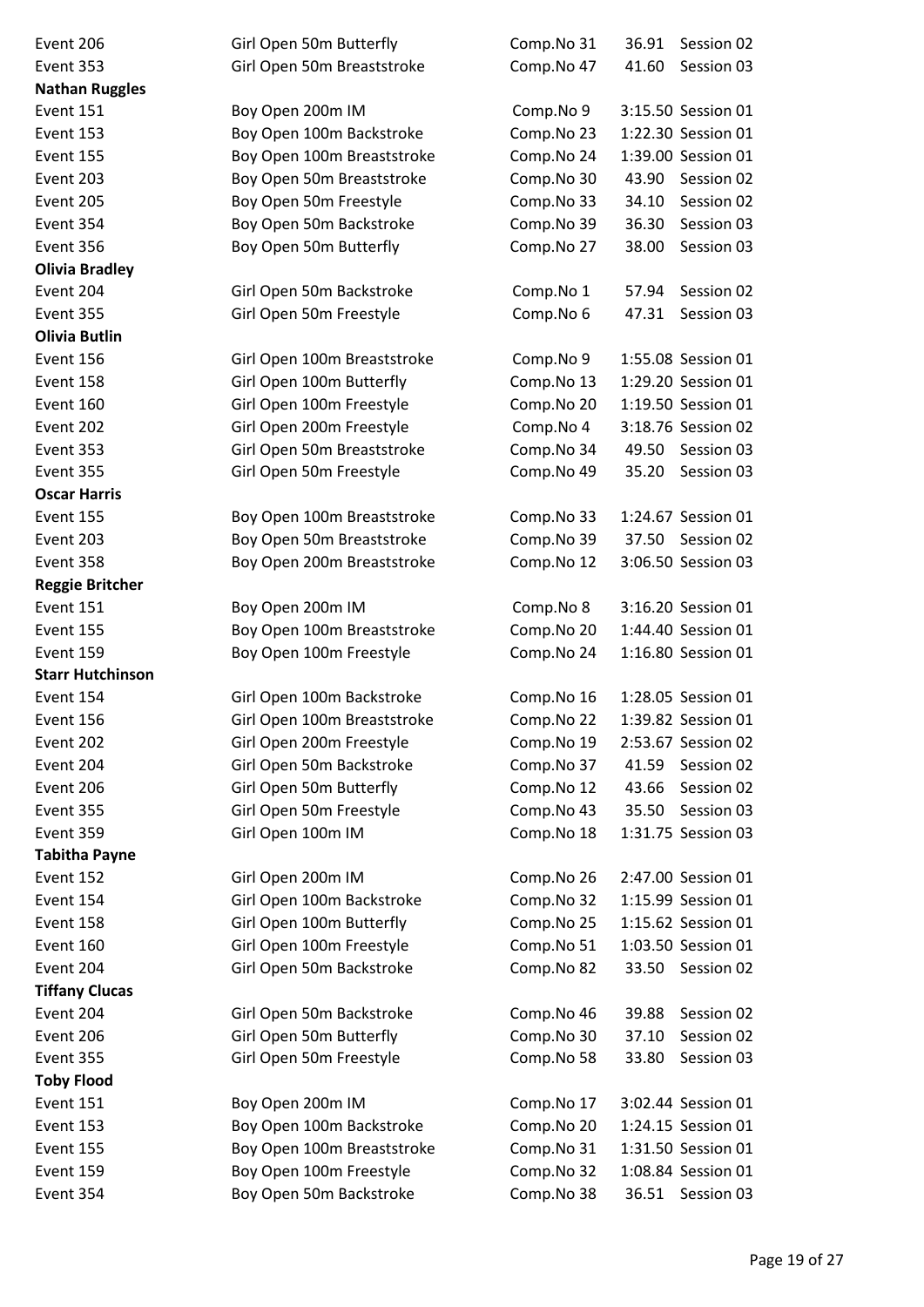| | | | | |
|---|---|---|---|---|
| Event 206 | Girl Open 50m Butterfly | Comp.No 31 | 36.91 | Session 02 |
| Event 353 | Girl Open 50m Breaststroke | Comp.No 47 | 41.60 | Session 03 |

**Nathan Ruggles**

| | | | | |
|---|---|---|---|---|
| Event 151 | Boy Open 200m IM | Comp.No 9 | 3:15.50 | Session 01 |
| Event 153 | Boy Open 100m Backstroke | Comp.No 23 | 1:22.30 | Session 01 |
| Event 155 | Boy Open 100m Breaststroke | Comp.No 24 | 1:39.00 | Session 01 |
| Event 203 | Boy Open 50m Breaststroke | Comp.No 30 | 43.90 | Session 02 |
| Event 205 | Boy Open 50m Freestyle | Comp.No 33 | 34.10 | Session 02 |
| Event 354 | Boy Open 50m Backstroke | Comp.No 39 | 36.30 | Session 03 |
| Event 356 | Boy Open 50m Butterfly | Comp.No 27 | 38.00 | Session 03 |

**Olivia Bradley**

| | | | | |
|---|---|---|---|---|
| Event 204 | Girl Open 50m Backstroke | Comp.No 1 | 57.94 | Session 02 |
| Event 355 | Girl Open 50m Freestyle | Comp.No 6 | 47.31 | Session 03 |

**Olivia Butlin**

| | | | | |
|---|---|---|---|---|
| Event 156 | Girl Open 100m Breaststroke | Comp.No 9 | 1:55.08 | Session 01 |
| Event 158 | Girl Open 100m Butterfly | Comp.No 13 | 1:29.20 | Session 01 |
| Event 160 | Girl Open 100m Freestyle | Comp.No 20 | 1:19.50 | Session 01 |
| Event 202 | Girl Open 200m Freestyle | Comp.No 4 | 3:18.76 | Session 02 |
| Event 353 | Girl Open 50m Breaststroke | Comp.No 34 | 49.50 | Session 03 |
| Event 355 | Girl Open 50m Freestyle | Comp.No 49 | 35.20 | Session 03 |

**Oscar Harris**

| | | | | |
|---|---|---|---|---|
| Event 155 | Boy Open 100m Breaststroke | Comp.No 33 | 1:24.67 | Session 01 |
| Event 203 | Boy Open 50m Breaststroke | Comp.No 39 | 37.50 | Session 02 |
| Event 358 | Boy Open 200m Breaststroke | Comp.No 12 | 3:06.50 | Session 03 |

**Reggie Britcher**

| | | | | |
|---|---|---|---|---|
| Event 151 | Boy Open 200m IM | Comp.No 8 | 3:16.20 | Session 01 |
| Event 155 | Boy Open 100m Breaststroke | Comp.No 20 | 1:44.40 | Session 01 |
| Event 159 | Boy Open 100m Freestyle | Comp.No 24 | 1:16.80 | Session 01 |

**Starr Hutchinson**

| | | | | |
|---|---|---|---|---|
| Event 154 | Girl Open 100m Backstroke | Comp.No 16 | 1:28.05 | Session 01 |
| Event 156 | Girl Open 100m Breaststroke | Comp.No 22 | 1:39.82 | Session 01 |
| Event 202 | Girl Open 200m Freestyle | Comp.No 19 | 2:53.67 | Session 02 |
| Event 204 | Girl Open 50m Backstroke | Comp.No 37 | 41.59 | Session 02 |
| Event 206 | Girl Open 50m Butterfly | Comp.No 12 | 43.66 | Session 02 |
| Event 355 | Girl Open 50m Freestyle | Comp.No 43 | 35.50 | Session 03 |
| Event 359 | Girl Open 100m IM | Comp.No 18 | 1:31.75 | Session 03 |

**Tabitha Payne**

| | | | | |
|---|---|---|---|---|
| Event 152 | Girl Open 200m IM | Comp.No 26 | 2:47.00 | Session 01 |
| Event 154 | Girl Open 100m Backstroke | Comp.No 32 | 1:15.99 | Session 01 |
| Event 158 | Girl Open 100m Butterfly | Comp.No 25 | 1:15.62 | Session 01 |
| Event 160 | Girl Open 100m Freestyle | Comp.No 51 | 1:03.50 | Session 01 |
| Event 204 | Girl Open 50m Backstroke | Comp.No 82 | 33.50 | Session 02 |

**Tiffany Clucas**

| | | | | |
|---|---|---|---|---|
| Event 204 | Girl Open 50m Backstroke | Comp.No 46 | 39.88 | Session 02 |
| Event 206 | Girl Open 50m Butterfly | Comp.No 30 | 37.10 | Session 02 |
| Event 355 | Girl Open 50m Freestyle | Comp.No 58 | 33.80 | Session 03 |

**Toby Flood**

| | | | | |
|---|---|---|---|---|
| Event 151 | Boy Open 200m IM | Comp.No 17 | 3:02.44 | Session 01 |
| Event 153 | Boy Open 100m Backstroke | Comp.No 20 | 1:24.15 | Session 01 |
| Event 155 | Boy Open 100m Breaststroke | Comp.No 31 | 1:31.50 | Session 01 |
| Event 159 | Boy Open 100m Freestyle | Comp.No 32 | 1:08.84 | Session 01 |
| Event 354 | Boy Open 50m Backstroke | Comp.No 38 | 36.51 | Session 03 |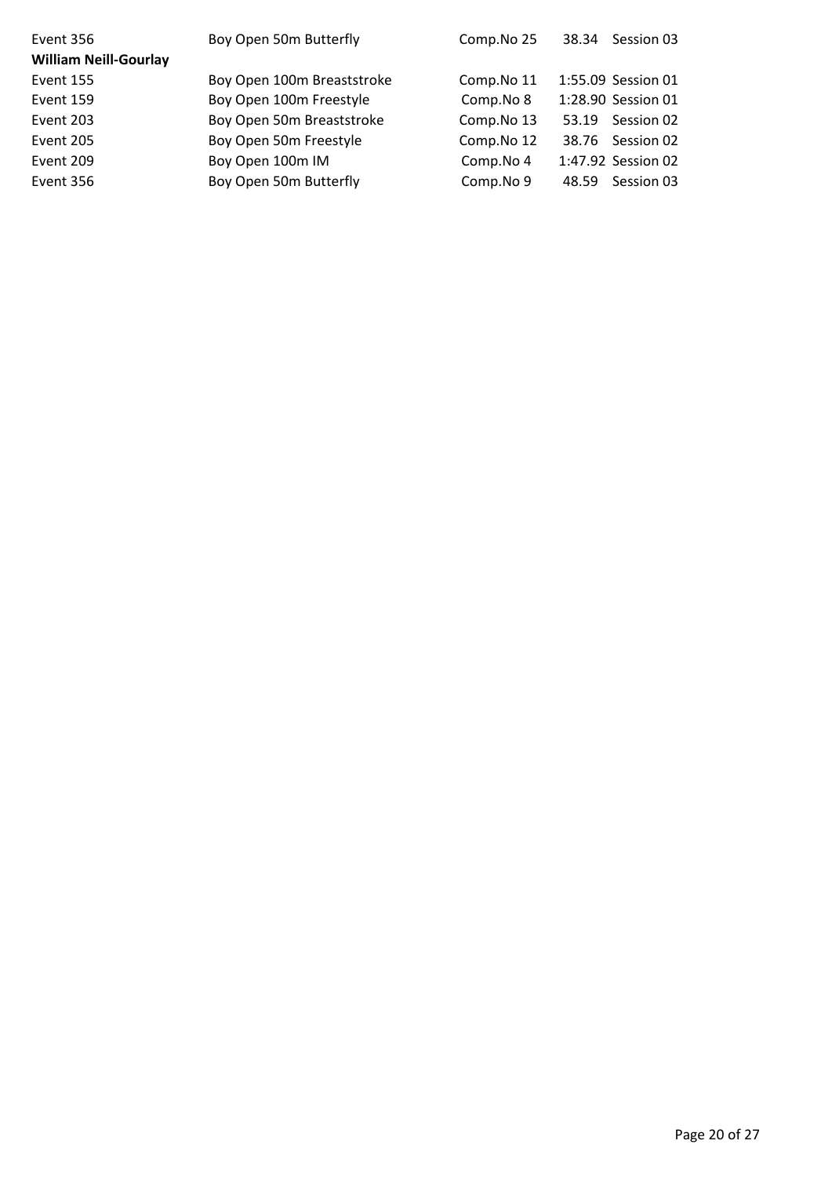| | | | | |
|---|---|---|---|---|
| Event 356 | Boy Open 50m Butterfly | Comp.No 25 | 38.34 | Session 03 |
| **William Neill-Gourlay** | | | | |
| Event 155 | Boy Open 100m Breaststroke | Comp.No 11 | 1:55.09 | Session 01 |
| Event 159 | Boy Open 100m Freestyle | Comp.No 8 | 1:28.90 | Session 01 |
| Event 203 | Boy Open 50m Breaststroke | Comp.No 13 | 53.19 | Session 02 |
| Event 205 | Boy Open 50m Freestyle | Comp.No 12 | 38.76 | Session 02 |
| Event 209 | Boy Open 100m IM | Comp.No 4 | 1:47.92 | Session 02 |
| Event 356 | Boy Open 50m Butterfly | Comp.No 9 | 48.59 | Session 03 |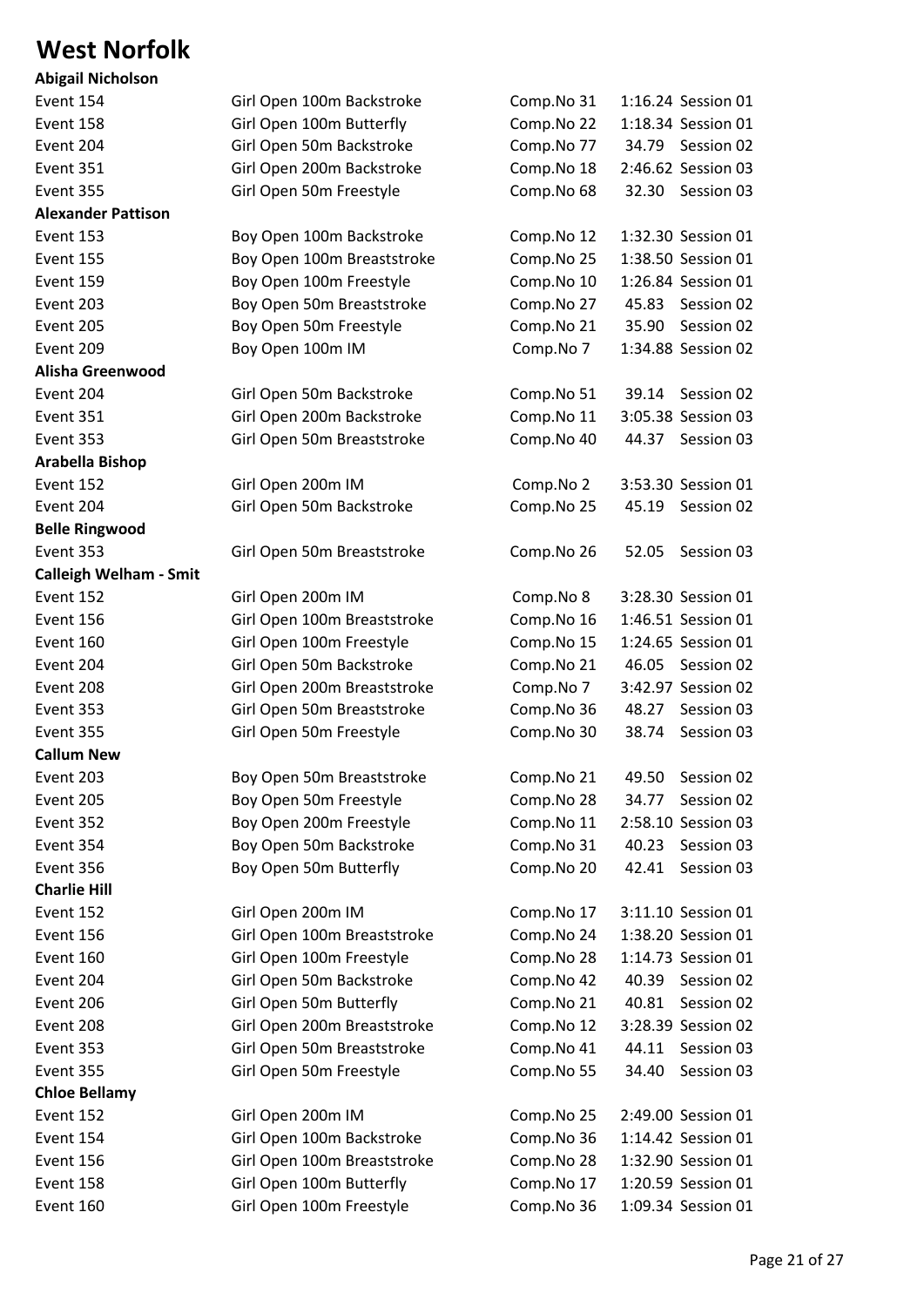# West Norfolk

**Abigail Nicholson**

| | | | | |
|---|---|---|---|---|
| Event 154 | Girl Open 100m Backstroke | Comp.No 31 | 1:16.24 | Session 01 |
| Event 158 | Girl Open 100m Butterfly | Comp.No 22 | 1:18.34 | Session 01 |
| Event 204 | Girl Open 50m Backstroke | Comp.No 77 | 34.79 | Session 02 |
| Event 351 | Girl Open 200m Backstroke | Comp.No 18 | 2:46.62 | Session 03 |
| Event 355 | Girl Open 50m Freestyle | Comp.No 68 | 32.30 | Session 03 |

**Alexander Pattison**

| | | | | |
|---|---|---|---|---|
| Event 153 | Boy Open 100m Backstroke | Comp.No 12 | 1:32.30 | Session 01 |
| Event 155 | Boy Open 100m Breaststroke | Comp.No 25 | 1:38.50 | Session 01 |
| Event 159 | Boy Open 100m Freestyle | Comp.No 10 | 1:26.84 | Session 01 |
| Event 203 | Boy Open 50m Breaststroke | Comp.No 27 | 45.83 | Session 02 |
| Event 205 | Boy Open 50m Freestyle | Comp.No 21 | 35.90 | Session 02 |
| Event 209 | Boy Open 100m IM | Comp.No 7 | 1:34.88 | Session 02 |

**Alisha Greenwood**

| | | | | |
|---|---|---|---|---|
| Event 204 | Girl Open 50m Backstroke | Comp.No 51 | 39.14 | Session 02 |
| Event 351 | Girl Open 200m Backstroke | Comp.No 11 | 3:05.38 | Session 03 |
| Event 353 | Girl Open 50m Breaststroke | Comp.No 40 | 44.37 | Session 03 |

**Arabella Bishop**

| | | | | |
|---|---|---|---|---|
| Event 152 | Girl Open 200m IM | Comp.No 2 | 3:53.30 | Session 01 |
| Event 204 | Girl Open 50m Backstroke | Comp.No 25 | 45.19 | Session 02 |

**Belle Ringwood**

| | | | | |
|---|---|---|---|---|
| Event 353 | Girl Open 50m Breaststroke | Comp.No 26 | 52.05 | Session 03 |

**Calleigh Welham - Smit**

| | | | | |
|---|---|---|---|---|
| Event 152 | Girl Open 200m IM | Comp.No 8 | 3:28.30 | Session 01 |
| Event 156 | Girl Open 100m Breaststroke | Comp.No 16 | 1:46.51 | Session 01 |
| Event 160 | Girl Open 100m Freestyle | Comp.No 15 | 1:24.65 | Session 01 |
| Event 204 | Girl Open 50m Backstroke | Comp.No 21 | 46.05 | Session 02 |
| Event 208 | Girl Open 200m Breaststroke | Comp.No 7 | 3:42.97 | Session 02 |
| Event 353 | Girl Open 50m Breaststroke | Comp.No 36 | 48.27 | Session 03 |
| Event 355 | Girl Open 50m Freestyle | Comp.No 30 | 38.74 | Session 03 |

**Callum New**

| | | | | |
|---|---|---|---|---|
| Event 203 | Boy Open 50m Breaststroke | Comp.No 21 | 49.50 | Session 02 |
| Event 205 | Boy Open 50m Freestyle | Comp.No 28 | 34.77 | Session 02 |
| Event 352 | Boy Open 200m Freestyle | Comp.No 11 | 2:58.10 | Session 03 |
| Event 354 | Boy Open 50m Backstroke | Comp.No 31 | 40.23 | Session 03 |
| Event 356 | Boy Open 50m Butterfly | Comp.No 20 | 42.41 | Session 03 |

**Charlie Hill**

| | | | | |
|---|---|---|---|---|
| Event 152 | Girl Open 200m IM | Comp.No 17 | 3:11.10 | Session 01 |
| Event 156 | Girl Open 100m Breaststroke | Comp.No 24 | 1:38.20 | Session 01 |
| Event 160 | Girl Open 100m Freestyle | Comp.No 28 | 1:14.73 | Session 01 |
| Event 204 | Girl Open 50m Backstroke | Comp.No 42 | 40.39 | Session 02 |
| Event 206 | Girl Open 50m Butterfly | Comp.No 21 | 40.81 | Session 02 |
| Event 208 | Girl Open 200m Breaststroke | Comp.No 12 | 3:28.39 | Session 02 |
| Event 353 | Girl Open 50m Breaststroke | Comp.No 41 | 44.11 | Session 03 |
| Event 355 | Girl Open 50m Freestyle | Comp.No 55 | 34.40 | Session 03 |

**Chloe Bellamy**

| | | | | |
|---|---|---|---|---|
| Event 152 | Girl Open 200m IM | Comp.No 25 | 2:49.00 | Session 01 |
| Event 154 | Girl Open 100m Backstroke | Comp.No 36 | 1:14.42 | Session 01 |
| Event 156 | Girl Open 100m Breaststroke | Comp.No 28 | 1:32.90 | Session 01 |
| Event 158 | Girl Open 100m Butterfly | Comp.No 17 | 1:20.59 | Session 01 |
| Event 160 | Girl Open 100m Freestyle | Comp.No 36 | 1:09.34 | Session 01 |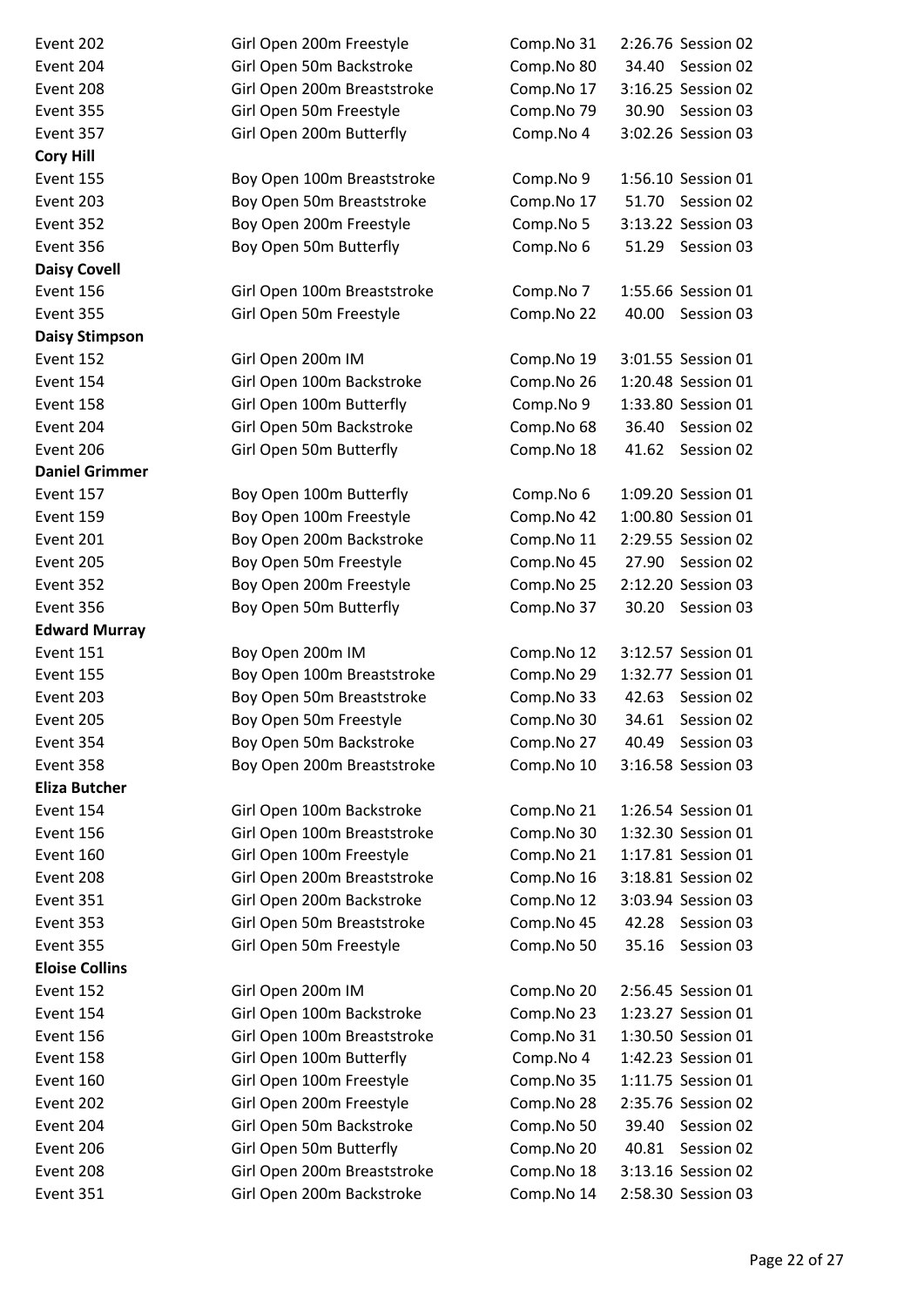Event 202 Girl Open 200m Freestyle Comp.No 31 2:26.76 Session 02
Event 204 Girl Open 50m Backstroke Comp.No 80 34.40 Session 02
Event 208 Girl Open 200m Breaststroke Comp.No 17 3:16.25 Session 02
Event 355 Girl Open 50m Freestyle Comp.No 79 30.90 Session 03
Event 357 Girl Open 200m Butterfly Comp.No 4 3:02.26 Session 03

**Cory Hill**

Event 155 Boy Open 100m Breaststroke Comp.No 9 1:56.10 Session 01
Event 203 Boy Open 50m Breaststroke Comp.No 17 51.70 Session 02
Event 352 Boy Open 200m Freestyle Comp.No 5 3:13.22 Session 03
Event 356 Boy Open 50m Butterfly Comp.No 6 51.29 Session 03

**Daisy Covell**

Event 156 Girl Open 100m Breaststroke Comp.No 7 1:55.66 Session 01
Event 355 Girl Open 50m Freestyle Comp.No 22 40.00 Session 03

**Daisy Stimpson**

Event 152 Girl Open 200m IM Comp.No 19 3:01.55 Session 01
Event 154 Girl Open 100m Backstroke Comp.No 26 1:20.48 Session 01
Event 158 Girl Open 100m Butterfly Comp.No 9 1:33.80 Session 01
Event 204 Girl Open 50m Backstroke Comp.No 68 36.40 Session 02
Event 206 Girl Open 50m Butterfly Comp.No 18 41.62 Session 02

**Daniel Grimmer**

Event 157 Boy Open 100m Butterfly Comp.No 6 1:09.20 Session 01
Event 159 Boy Open 100m Freestyle Comp.No 42 1:00.80 Session 01
Event 201 Boy Open 200m Backstroke Comp.No 11 2:29.55 Session 02
Event 205 Boy Open 50m Freestyle Comp.No 45 27.90 Session 02
Event 352 Boy Open 200m Freestyle Comp.No 25 2:12.20 Session 03
Event 356 Boy Open 50m Butterfly Comp.No 37 30.20 Session 03

**Edward Murray**

Event 151 Boy Open 200m IM Comp.No 12 3:12.57 Session 01
Event 155 Boy Open 100m Breaststroke Comp.No 29 1:32.77 Session 01
Event 203 Boy Open 50m Breaststroke Comp.No 33 42.63 Session 02
Event 205 Boy Open 50m Freestyle Comp.No 30 34.61 Session 02
Event 354 Boy Open 50m Backstroke Comp.No 27 40.49 Session 03
Event 358 Boy Open 200m Breaststroke Comp.No 10 3:16.58 Session 03

**Eliza Butcher**

Event 154 Girl Open 100m Backstroke Comp.No 21 1:26.54 Session 01
Event 156 Girl Open 100m Breaststroke Comp.No 30 1:32.30 Session 01
Event 160 Girl Open 100m Freestyle Comp.No 21 1:17.81 Session 01
Event 208 Girl Open 200m Breaststroke Comp.No 16 3:18.81 Session 02
Event 351 Girl Open 200m Backstroke Comp.No 12 3:03.94 Session 03
Event 353 Girl Open 50m Breaststroke Comp.No 45 42.28 Session 03
Event 355 Girl Open 50m Freestyle Comp.No 50 35.16 Session 03

**Eloise Collins**

Event 152 Girl Open 200m IM Comp.No 20 2:56.45 Session 01
Event 154 Girl Open 100m Backstroke Comp.No 23 1:23.27 Session 01
Event 156 Girl Open 100m Breaststroke Comp.No 31 1:30.50 Session 01
Event 158 Girl Open 100m Butterfly Comp.No 4 1:42.23 Session 01
Event 160 Girl Open 100m Freestyle Comp.No 35 1:11.75 Session 01
Event 202 Girl Open 200m Freestyle Comp.No 28 2:35.76 Session 02
Event 204 Girl Open 50m Backstroke Comp.No 50 39.40 Session 02
Event 206 Girl Open 50m Butterfly Comp.No 20 40.81 Session 02
Event 208 Girl Open 200m Breaststroke Comp.No 18 3:13.16 Session 02
Event 351 Girl Open 200m Backstroke Comp.No 14 2:58.30 Session 03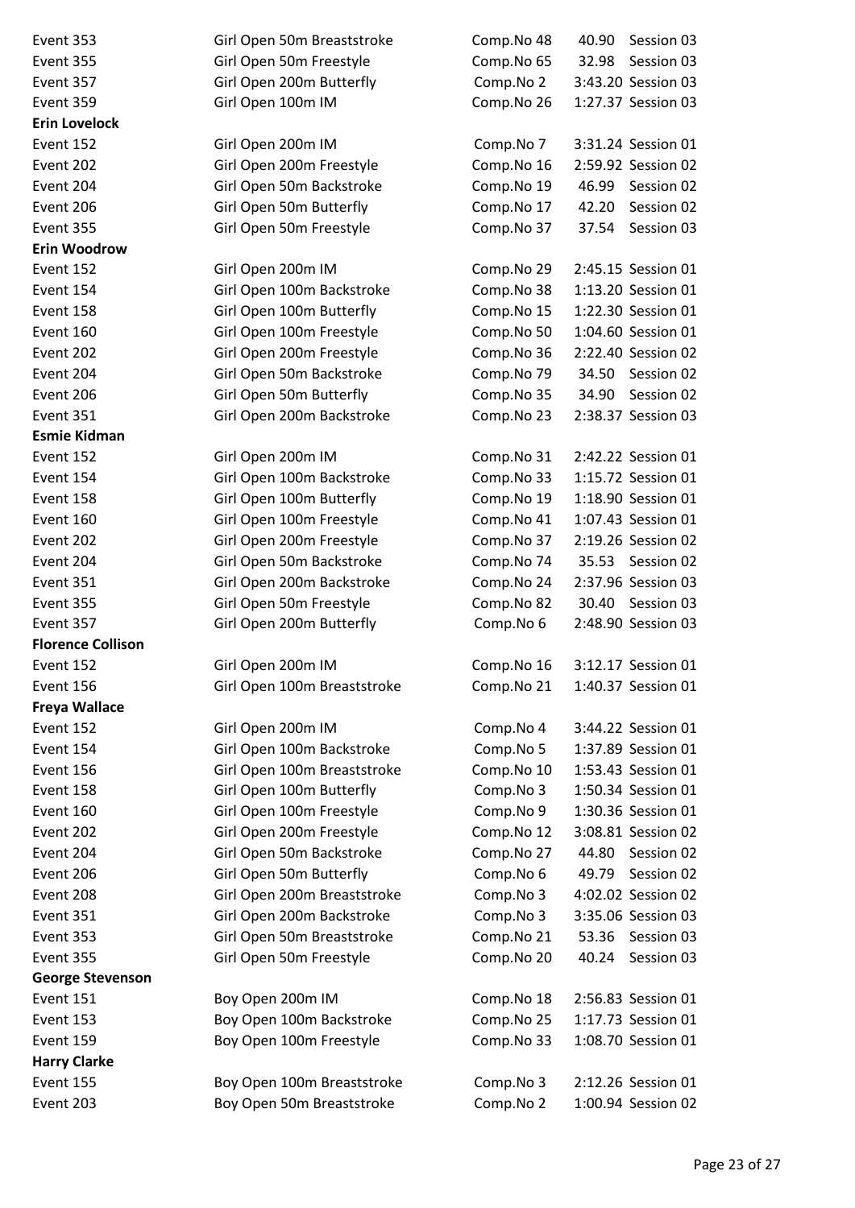| | | | | |
|---|---|---|---|---|
| Event 353 | Girl Open 50m Breaststroke | Comp.No 48 | 40.90 | Session 03 |
| Event 355 | Girl Open 50m Freestyle | Comp.No 65 | 32.98 | Session 03 |
| Event 357 | Girl Open 200m Butterfly | Comp.No 2 | 3:43.20 | Session 03 |
| Event 359 | Girl Open 100m IM | Comp.No 26 | 1:27.37 | Session 03 |
| **Erin Lovelock** | | | | |
| Event 152 | Girl Open 200m IM | Comp.No 7 | 3:31.24 | Session 01 |
| Event 202 | Girl Open 200m Freestyle | Comp.No 16 | 2:59.92 | Session 02 |
| Event 204 | Girl Open 50m Backstroke | Comp.No 19 | 46.99 | Session 02 |
| Event 206 | Girl Open 50m Butterfly | Comp.No 17 | 42.20 | Session 02 |
| Event 355 | Girl Open 50m Freestyle | Comp.No 37 | 37.54 | Session 03 |
| **Erin Woodrow** | | | | |
| Event 152 | Girl Open 200m IM | Comp.No 29 | 2:45.15 | Session 01 |
| Event 154 | Girl Open 100m Backstroke | Comp.No 38 | 1:13.20 | Session 01 |
| Event 158 | Girl Open 100m Butterfly | Comp.No 15 | 1:22.30 | Session 01 |
| Event 160 | Girl Open 100m Freestyle | Comp.No 50 | 1:04.60 | Session 01 |
| Event 202 | Girl Open 200m Freestyle | Comp.No 36 | 2:22.40 | Session 02 |
| Event 204 | Girl Open 50m Backstroke | Comp.No 79 | 34.50 | Session 02 |
| Event 206 | Girl Open 50m Butterfly | Comp.No 35 | 34.90 | Session 02 |
| Event 351 | Girl Open 200m Backstroke | Comp.No 23 | 2:38.37 | Session 03 |
| **Esmie Kidman** | | | | |
| Event 152 | Girl Open 200m IM | Comp.No 31 | 2:42.22 | Session 01 |
| Event 154 | Girl Open 100m Backstroke | Comp.No 33 | 1:15.72 | Session 01 |
| Event 158 | Girl Open 100m Butterfly | Comp.No 19 | 1:18.90 | Session 01 |
| Event 160 | Girl Open 100m Freestyle | Comp.No 41 | 1:07.43 | Session 01 |
| Event 202 | Girl Open 200m Freestyle | Comp.No 37 | 2:19.26 | Session 02 |
| Event 204 | Girl Open 50m Backstroke | Comp.No 74 | 35.53 | Session 02 |
| Event 351 | Girl Open 200m Backstroke | Comp.No 24 | 2:37.96 | Session 03 |
| Event 355 | Girl Open 50m Freestyle | Comp.No 82 | 30.40 | Session 03 |
| Event 357 | Girl Open 200m Butterfly | Comp.No 6 | 2:48.90 | Session 03 |
| **Florence Collison** | | | | |
| Event 152 | Girl Open 200m IM | Comp.No 16 | 3:12.17 | Session 01 |
| Event 156 | Girl Open 100m Breaststroke | Comp.No 21 | 1:40.37 | Session 01 |
| **Freya Wallace** | | | | |
| Event 152 | Girl Open 200m IM | Comp.No 4 | 3:44.22 | Session 01 |
| Event 154 | Girl Open 100m Backstroke | Comp.No 5 | 1:37.89 | Session 01 |
| Event 156 | Girl Open 100m Breaststroke | Comp.No 10 | 1:53.43 | Session 01 |
| Event 158 | Girl Open 100m Butterfly | Comp.No 3 | 1:50.34 | Session 01 |
| Event 160 | Girl Open 100m Freestyle | Comp.No 9 | 1:30.36 | Session 01 |
| Event 202 | Girl Open 200m Freestyle | Comp.No 12 | 3:08.81 | Session 02 |
| Event 204 | Girl Open 50m Backstroke | Comp.No 27 | 44.80 | Session 02 |
| Event 206 | Girl Open 50m Butterfly | Comp.No 6 | 49.79 | Session 02 |
| Event 208 | Girl Open 200m Breaststroke | Comp.No 3 | 4:02.02 | Session 02 |
| Event 351 | Girl Open 200m Backstroke | Comp.No 3 | 3:35.06 | Session 03 |
| Event 353 | Girl Open 50m Breaststroke | Comp.No 21 | 53.36 | Session 03 |
| Event 355 | Girl Open 50m Freestyle | Comp.No 20 | 40.24 | Session 03 |
| **George Stevenson** | | | | |
| Event 151 | Boy Open 200m IM | Comp.No 18 | 2:56.83 | Session 01 |
| Event 153 | Boy Open 100m Backstroke | Comp.No 25 | 1:17.73 | Session 01 |
| Event 159 | Boy Open 100m Freestyle | Comp.No 33 | 1:08.70 | Session 01 |
| **Harry Clarke** | | | | |
| Event 155 | Boy Open 100m Breaststroke | Comp.No 3 | 2:12.26 | Session 01 |
| Event 203 | Boy Open 50m Breaststroke | Comp.No 2 | 1:00.94 | Session 02 |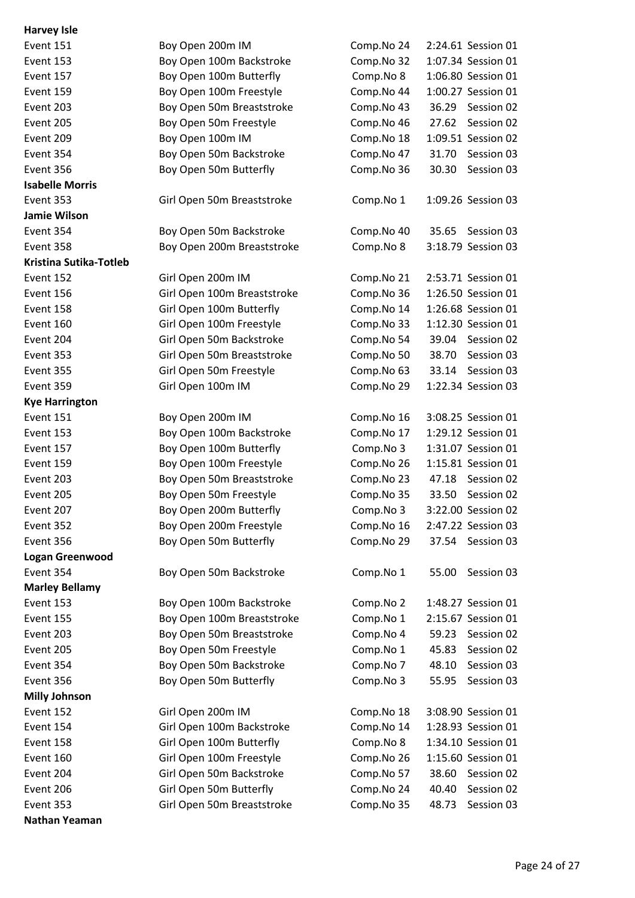**Harvey Isle**

| | | | | |
|---|---|---|---|---|
| Event 151 | Boy Open 200m IM | Comp.No 24 | 2:24.61 | Session 01 |
| Event 153 | Boy Open 100m Backstroke | Comp.No 32 | 1:07.34 | Session 01 |
| Event 157 | Boy Open 100m Butterfly | Comp.No 8 | 1:06.80 | Session 01 |
| Event 159 | Boy Open 100m Freestyle | Comp.No 44 | 1:00.27 | Session 01 |
| Event 203 | Boy Open 50m Breaststroke | Comp.No 43 | 36.29 | Session 02 |
| Event 205 | Boy Open 50m Freestyle | Comp.No 46 | 27.62 | Session 02 |
| Event 209 | Boy Open 100m IM | Comp.No 18 | 1:09.51 | Session 02 |
| Event 354 | Boy Open 50m Backstroke | Comp.No 47 | 31.70 | Session 03 |
| Event 356 | Boy Open 50m Butterfly | Comp.No 36 | 30.30 | Session 03 |

**Isabelle Morris**

| | | | | |
|---|---|---|---|---|
| Event 353 | Girl Open 50m Breaststroke | Comp.No 1 | 1:09.26 | Session 03 |

**Jamie Wilson**

| | | | | |
|---|---|---|---|---|
| Event 354 | Boy Open 50m Backstroke | Comp.No 40 | 35.65 | Session 03 |
| Event 358 | Boy Open 200m Breaststroke | Comp.No 8 | 3:18.79 | Session 03 |

**Kristina Sutika-Totleb**

| | | | | |
|---|---|---|---|---|
| Event 152 | Girl Open 200m IM | Comp.No 21 | 2:53.71 | Session 01 |
| Event 156 | Girl Open 100m Breaststroke | Comp.No 36 | 1:26.50 | Session 01 |
| Event 158 | Girl Open 100m Butterfly | Comp.No 14 | 1:26.68 | Session 01 |
| Event 160 | Girl Open 100m Freestyle | Comp.No 33 | 1:12.30 | Session 01 |
| Event 204 | Girl Open 50m Backstroke | Comp.No 54 | 39.04 | Session 02 |
| Event 353 | Girl Open 50m Breaststroke | Comp.No 50 | 38.70 | Session 03 |
| Event 355 | Girl Open 50m Freestyle | Comp.No 63 | 33.14 | Session 03 |
| Event 359 | Girl Open 100m IM | Comp.No 29 | 1:22.34 | Session 03 |

**Kye Harrington**

| | | | | |
|---|---|---|---|---|
| Event 151 | Boy Open 200m IM | Comp.No 16 | 3:08.25 | Session 01 |
| Event 153 | Boy Open 100m Backstroke | Comp.No 17 | 1:29.12 | Session 01 |
| Event 157 | Boy Open 100m Butterfly | Comp.No 3 | 1:31.07 | Session 01 |
| Event 159 | Boy Open 100m Freestyle | Comp.No 26 | 1:15.81 | Session 01 |
| Event 203 | Boy Open 50m Breaststroke | Comp.No 23 | 47.18 | Session 02 |
| Event 205 | Boy Open 50m Freestyle | Comp.No 35 | 33.50 | Session 02 |
| Event 207 | Boy Open 200m Butterfly | Comp.No 3 | 3:22.00 | Session 02 |
| Event 352 | Boy Open 200m Freestyle | Comp.No 16 | 2:47.22 | Session 03 |
| Event 356 | Boy Open 50m Butterfly | Comp.No 29 | 37.54 | Session 03 |

**Logan Greenwood**

| | | | | |
|---|---|---|---|---|
| Event 354 | Boy Open 50m Backstroke | Comp.No 1 | 55.00 | Session 03 |

**Marley Bellamy**

| | | | | |
|---|---|---|---|---|
| Event 153 | Boy Open 100m Backstroke | Comp.No 2 | 1:48.27 | Session 01 |
| Event 155 | Boy Open 100m Breaststroke | Comp.No 1 | 2:15.67 | Session 01 |
| Event 203 | Boy Open 50m Breaststroke | Comp.No 4 | 59.23 | Session 02 |
| Event 205 | Boy Open 50m Freestyle | Comp.No 1 | 45.83 | Session 02 |
| Event 354 | Boy Open 50m Backstroke | Comp.No 7 | 48.10 | Session 03 |
| Event 356 | Boy Open 50m Butterfly | Comp.No 3 | 55.95 | Session 03 |

**Milly Johnson**

| | | | | |
|---|---|---|---|---|
| Event 152 | Girl Open 200m IM | Comp.No 18 | 3:08.90 | Session 01 |
| Event 154 | Girl Open 100m Backstroke | Comp.No 14 | 1:28.93 | Session 01 |
| Event 158 | Girl Open 100m Butterfly | Comp.No 8 | 1:34.10 | Session 01 |
| Event 160 | Girl Open 100m Freestyle | Comp.No 26 | 1:15.60 | Session 01 |
| Event 204 | Girl Open 50m Backstroke | Comp.No 57 | 38.60 | Session 02 |
| Event 206 | Girl Open 50m Butterfly | Comp.No 24 | 40.40 | Session 02 |
| Event 353 | Girl Open 50m Breaststroke | Comp.No 35 | 48.73 | Session 03 |

**Nathan Yeaman**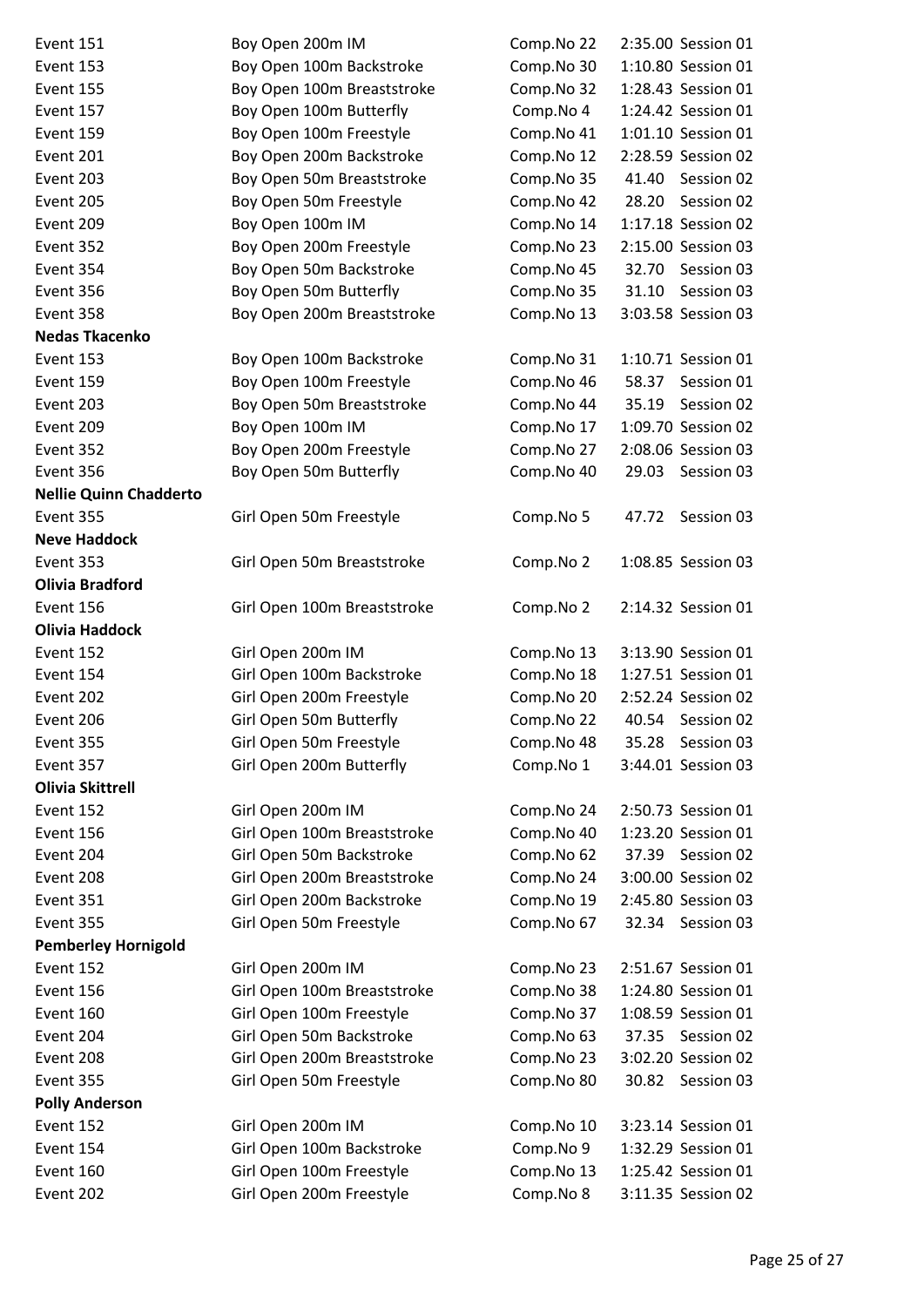| | | | | |
|---|---|---|---|---|
| Event 151 | Boy Open 200m IM | Comp.No 22 | 2:35.00 | Session 01 |
| Event 153 | Boy Open 100m Backstroke | Comp.No 30 | 1:10.80 | Session 01 |
| Event 155 | Boy Open 100m Breaststroke | Comp.No 32 | 1:28.43 | Session 01 |
| Event 157 | Boy Open 100m Butterfly | Comp.No 4 | 1:24.42 | Session 01 |
| Event 159 | Boy Open 100m Freestyle | Comp.No 41 | 1:01.10 | Session 01 |
| Event 201 | Boy Open 200m Backstroke | Comp.No 12 | 2:28.59 | Session 02 |
| Event 203 | Boy Open 50m Breaststroke | Comp.No 35 | 41.40 | Session 02 |
| Event 205 | Boy Open 50m Freestyle | Comp.No 42 | 28.20 | Session 02 |
| Event 209 | Boy Open 100m IM | Comp.No 14 | 1:17.18 | Session 02 |
| Event 352 | Boy Open 200m Freestyle | Comp.No 23 | 2:15.00 | Session 03 |
| Event 354 | Boy Open 50m Backstroke | Comp.No 45 | 32.70 | Session 03 |
| Event 356 | Boy Open 50m Butterfly | Comp.No 35 | 31.10 | Session 03 |
| Event 358 | Boy Open 200m Breaststroke | Comp.No 13 | 3:03.58 | Session 03 |
| **Nedas Tkacenko** | | | | |
| Event 153 | Boy Open 100m Backstroke | Comp.No 31 | 1:10.71 | Session 01 |
| Event 159 | Boy Open 100m Freestyle | Comp.No 46 | 58.37 | Session 01 |
| Event 203 | Boy Open 50m Breaststroke | Comp.No 44 | 35.19 | Session 02 |
| Event 209 | Boy Open 100m IM | Comp.No 17 | 1:09.70 | Session 02 |
| Event 352 | Boy Open 200m Freestyle | Comp.No 27 | 2:08.06 | Session 03 |
| Event 356 | Boy Open 50m Butterfly | Comp.No 40 | 29.03 | Session 03 |
| **Nellie Quinn Chadderto** | | | | |
| Event 355 | Girl Open 50m Freestyle | Comp.No 5 | 47.72 | Session 03 |
| **Neve Haddock** | | | | |
| Event 353 | Girl Open 50m Breaststroke | Comp.No 2 | 1:08.85 | Session 03 |
| **Olivia Bradford** | | | | |
| Event 156 | Girl Open 100m Breaststroke | Comp.No 2 | 2:14.32 | Session 01 |
| **Olivia Haddock** | | | | |
| Event 152 | Girl Open 200m IM | Comp.No 13 | 3:13.90 | Session 01 |
| Event 154 | Girl Open 100m Backstroke | Comp.No 18 | 1:27.51 | Session 01 |
| Event 202 | Girl Open 200m Freestyle | Comp.No 20 | 2:52.24 | Session 02 |
| Event 206 | Girl Open 50m Butterfly | Comp.No 22 | 40.54 | Session 02 |
| Event 355 | Girl Open 50m Freestyle | Comp.No 48 | 35.28 | Session 03 |
| Event 357 | Girl Open 200m Butterfly | Comp.No 1 | 3:44.01 | Session 03 |
| **Olivia Skittrell** | | | | |
| Event 152 | Girl Open 200m IM | Comp.No 24 | 2:50.73 | Session 01 |
| Event 156 | Girl Open 100m Breaststroke | Comp.No 40 | 1:23.20 | Session 01 |
| Event 204 | Girl Open 50m Backstroke | Comp.No 62 | 37.39 | Session 02 |
| Event 208 | Girl Open 200m Breaststroke | Comp.No 24 | 3:00.00 | Session 02 |
| Event 351 | Girl Open 200m Backstroke | Comp.No 19 | 2:45.80 | Session 03 |
| Event 355 | Girl Open 50m Freestyle | Comp.No 67 | 32.34 | Session 03 |
| **Pemberley Hornigold** | | | | |
| Event 152 | Girl Open 200m IM | Comp.No 23 | 2:51.67 | Session 01 |
| Event 156 | Girl Open 100m Breaststroke | Comp.No 38 | 1:24.80 | Session 01 |
| Event 160 | Girl Open 100m Freestyle | Comp.No 37 | 1:08.59 | Session 01 |
| Event 204 | Girl Open 50m Backstroke | Comp.No 63 | 37.35 | Session 02 |
| Event 208 | Girl Open 200m Breaststroke | Comp.No 23 | 3:02.20 | Session 02 |
| Event 355 | Girl Open 50m Freestyle | Comp.No 80 | 30.82 | Session 03 |
| **Polly Anderson** | | | | |
| Event 152 | Girl Open 200m IM | Comp.No 10 | 3:23.14 | Session 01 |
| Event 154 | Girl Open 100m Backstroke | Comp.No 9 | 1:32.29 | Session 01 |
| Event 160 | Girl Open 100m Freestyle | Comp.No 13 | 1:25.42 | Session 01 |
| Event 202 | Girl Open 200m Freestyle | Comp.No 8 | 3:11.35 | Session 02 |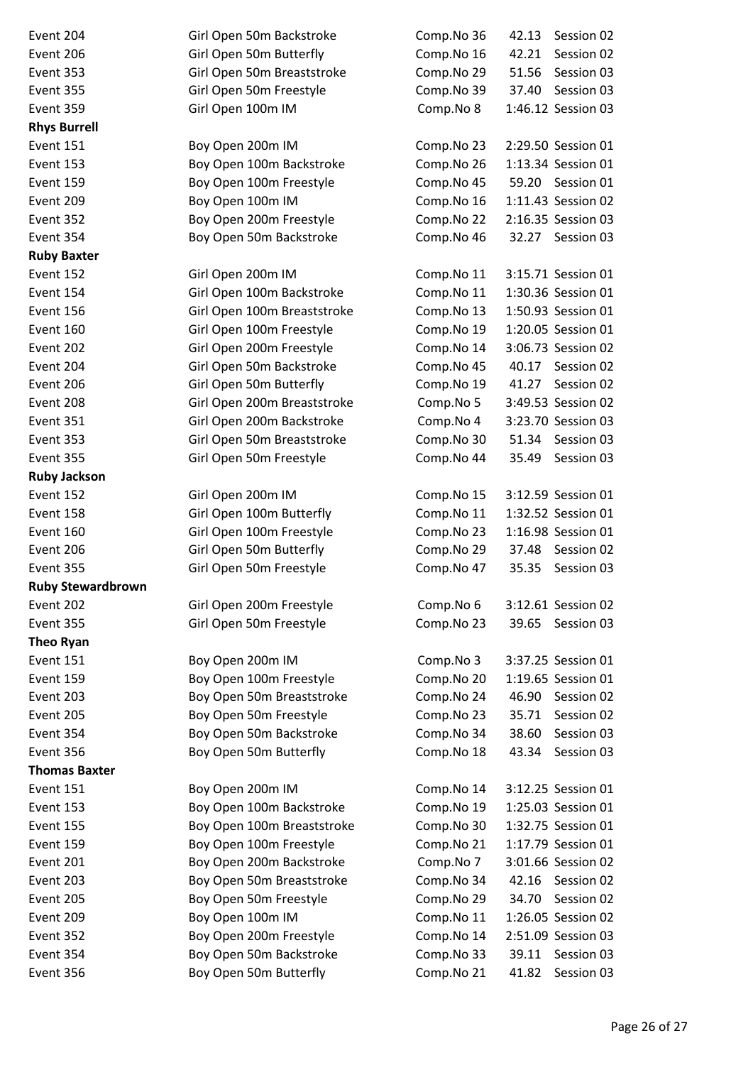| | | | | |
|---|---|---|---|---|
| Event 204 | Girl Open 50m Backstroke | Comp.No 36 | 42.13 | Session 02 |
| Event 206 | Girl Open 50m Butterfly | Comp.No 16 | 42.21 | Session 02 |
| Event 353 | Girl Open 50m Breaststroke | Comp.No 29 | 51.56 | Session 03 |
| Event 355 | Girl Open 50m Freestyle | Comp.No 39 | 37.40 | Session 03 |
| Event 359 | Girl Open 100m IM | Comp.No 8 | 1:46.12 | Session 03 |
| **Rhys Burrell** | | | | |
| Event 151 | Boy Open 200m IM | Comp.No 23 | 2:29.50 | Session 01 |
| Event 153 | Boy Open 100m Backstroke | Comp.No 26 | 1:13.34 | Session 01 |
| Event 159 | Boy Open 100m Freestyle | Comp.No 45 | 59.20 | Session 01 |
| Event 209 | Boy Open 100m IM | Comp.No 16 | 1:11.43 | Session 02 |
| Event 352 | Boy Open 200m Freestyle | Comp.No 22 | 2:16.35 | Session 03 |
| Event 354 | Boy Open 50m Backstroke | Comp.No 46 | 32.27 | Session 03 |
| **Ruby Baxter** | | | | |
| Event 152 | Girl Open 200m IM | Comp.No 11 | 3:15.71 | Session 01 |
| Event 154 | Girl Open 100m Backstroke | Comp.No 11 | 1:30.36 | Session 01 |
| Event 156 | Girl Open 100m Breaststroke | Comp.No 13 | 1:50.93 | Session 01 |
| Event 160 | Girl Open 100m Freestyle | Comp.No 19 | 1:20.05 | Session 01 |
| Event 202 | Girl Open 200m Freestyle | Comp.No 14 | 3:06.73 | Session 02 |
| Event 204 | Girl Open 50m Backstroke | Comp.No 45 | 40.17 | Session 02 |
| Event 206 | Girl Open 50m Butterfly | Comp.No 19 | 41.27 | Session 02 |
| Event 208 | Girl Open 200m Breaststroke | Comp.No 5 | 3:49.53 | Session 02 |
| Event 351 | Girl Open 200m Backstroke | Comp.No 4 | 3:23.70 | Session 03 |
| Event 353 | Girl Open 50m Breaststroke | Comp.No 30 | 51.34 | Session 03 |
| Event 355 | Girl Open 50m Freestyle | Comp.No 44 | 35.49 | Session 03 |
| **Ruby Jackson** | | | | |
| Event 152 | Girl Open 200m IM | Comp.No 15 | 3:12.59 | Session 01 |
| Event 158 | Girl Open 100m Butterfly | Comp.No 11 | 1:32.52 | Session 01 |
| Event 160 | Girl Open 100m Freestyle | Comp.No 23 | 1:16.98 | Session 01 |
| Event 206 | Girl Open 50m Butterfly | Comp.No 29 | 37.48 | Session 02 |
| Event 355 | Girl Open 50m Freestyle | Comp.No 47 | 35.35 | Session 03 |
| **Ruby Stewardbrown** | | | | |
| Event 202 | Girl Open 200m Freestyle | Comp.No 6 | 3:12.61 | Session 02 |
| Event 355 | Girl Open 50m Freestyle | Comp.No 23 | 39.65 | Session 03 |
| **Theo Ryan** | | | | |
| Event 151 | Boy Open 200m IM | Comp.No 3 | 3:37.25 | Session 01 |
| Event 159 | Boy Open 100m Freestyle | Comp.No 20 | 1:19.65 | Session 01 |
| Event 203 | Boy Open 50m Breaststroke | Comp.No 24 | 46.90 | Session 02 |
| Event 205 | Boy Open 50m Freestyle | Comp.No 23 | 35.71 | Session 02 |
| Event 354 | Boy Open 50m Backstroke | Comp.No 34 | 38.60 | Session 03 |
| Event 356 | Boy Open 50m Butterfly | Comp.No 18 | 43.34 | Session 03 |
| **Thomas Baxter** | | | | |
| Event 151 | Boy Open 200m IM | Comp.No 14 | 3:12.25 | Session 01 |
| Event 153 | Boy Open 100m Backstroke | Comp.No 19 | 1:25.03 | Session 01 |
| Event 155 | Boy Open 100m Breaststroke | Comp.No 30 | 1:32.75 | Session 01 |
| Event 159 | Boy Open 100m Freestyle | Comp.No 21 | 1:17.79 | Session 01 |
| Event 201 | Boy Open 200m Backstroke | Comp.No 7 | 3:01.66 | Session 02 |
| Event 203 | Boy Open 50m Breaststroke | Comp.No 34 | 42.16 | Session 02 |
| Event 205 | Boy Open 50m Freestyle | Comp.No 29 | 34.70 | Session 02 |
| Event 209 | Boy Open 100m IM | Comp.No 11 | 1:26.05 | Session 02 |
| Event 352 | Boy Open 200m Freestyle | Comp.No 14 | 2:51.09 | Session 03 |
| Event 354 | Boy Open 50m Backstroke | Comp.No 33 | 39.11 | Session 03 |
| Event 356 | Boy Open 50m Butterfly | Comp.No 21 | 41.82 | Session 03 |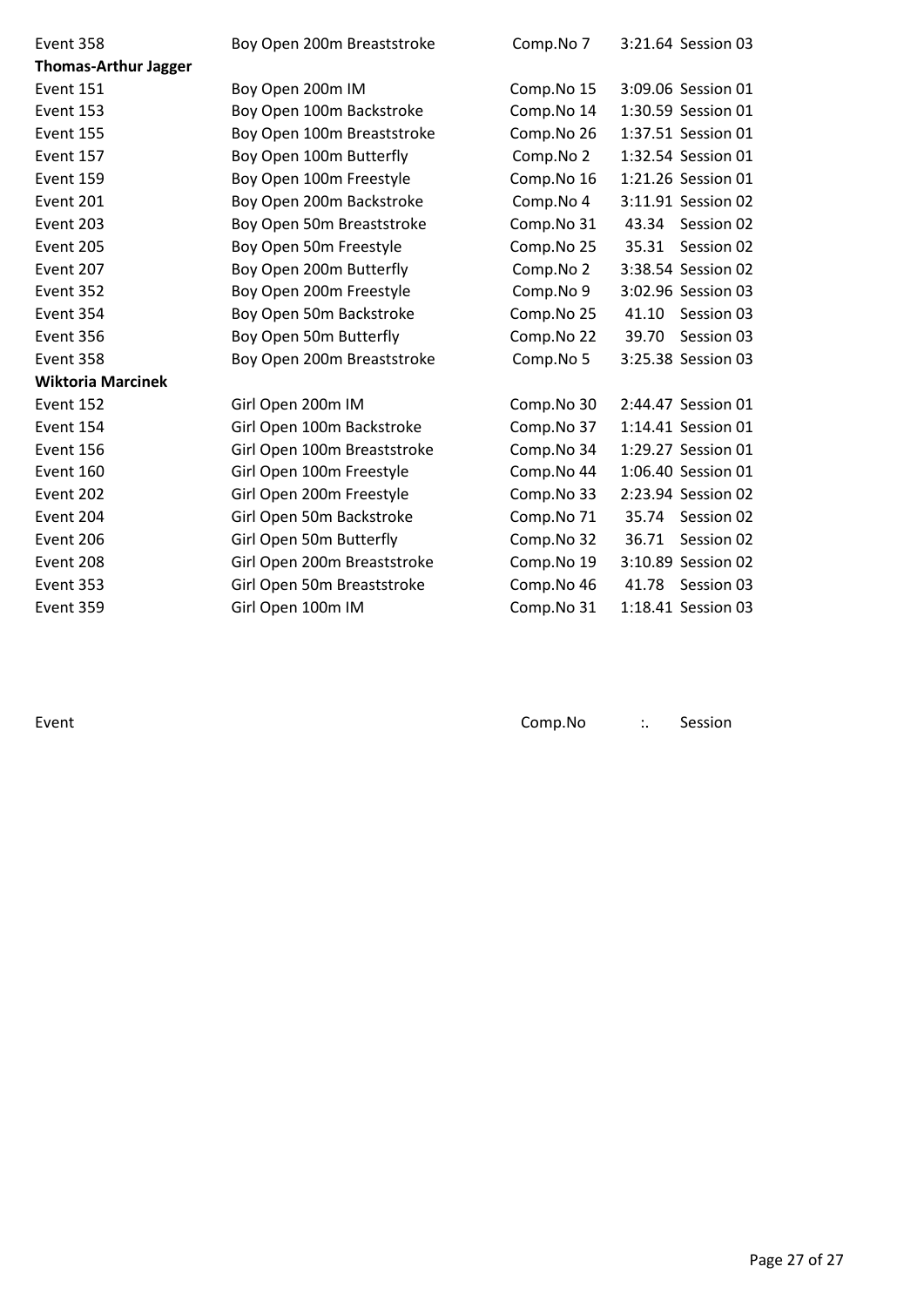| | | | | |
|---|---|---|---|---|
| Event 358 | Boy Open 200m Breaststroke | Comp.No 7 | 3:21.64 | Session 03 |
| **Thomas-Arthur Jagger** | | | | |
| Event 151 | Boy Open 200m IM | Comp.No 15 | 3:09.06 | Session 01 |
| Event 153 | Boy Open 100m Backstroke | Comp.No 14 | 1:30.59 | Session 01 |
| Event 155 | Boy Open 100m Breaststroke | Comp.No 26 | 1:37.51 | Session 01 |
| Event 157 | Boy Open 100m Butterfly | Comp.No 2 | 1:32.54 | Session 01 |
| Event 159 | Boy Open 100m Freestyle | Comp.No 16 | 1:21.26 | Session 01 |
| Event 201 | Boy Open 200m Backstroke | Comp.No 4 | 3:11.91 | Session 02 |
| Event 203 | Boy Open 50m Breaststroke | Comp.No 31 | 43.34 | Session 02 |
| Event 205 | Boy Open 50m Freestyle | Comp.No 25 | 35.31 | Session 02 |
| Event 207 | Boy Open 200m Butterfly | Comp.No 2 | 3:38.54 | Session 02 |
| Event 352 | Boy Open 200m Freestyle | Comp.No 9 | 3:02.96 | Session 03 |
| Event 354 | Boy Open 50m Backstroke | Comp.No 25 | 41.10 | Session 03 |
| Event 356 | Boy Open 50m Butterfly | Comp.No 22 | 39.70 | Session 03 |
| Event 358 | Boy Open 200m Breaststroke | Comp.No 5 | 3:25.38 | Session 03 |
| **Wiktoria Marcinek** | | | | |
| Event 152 | Girl Open 200m IM | Comp.No 30 | 2:44.47 | Session 01 |
| Event 154 | Girl Open 100m Backstroke | Comp.No 37 | 1:14.41 | Session 01 |
| Event 156 | Girl Open 100m Breaststroke | Comp.No 34 | 1:29.27 | Session 01 |
| Event 160 | Girl Open 100m Freestyle | Comp.No 44 | 1:06.40 | Session 01 |
| Event 202 | Girl Open 200m Freestyle | Comp.No 33 | 2:23.94 | Session 02 |
| Event 204 | Girl Open 50m Backstroke | Comp.No 71 | 35.74 | Session 02 |
| Event 206 | Girl Open 50m Butterfly | Comp.No 32 | 36.71 | Session 02 |
| Event 208 | Girl Open 200m Breaststroke | Comp.No 19 | 3:10.89 | Session 02 |
| Event 353 | Girl Open 50m Breaststroke | Comp.No 46 | 41.78 | Session 03 |
| Event 359 | Girl Open 100m IM | Comp.No 31 | 1:18.41 | Session 03 |

Event Comp.No :. Session